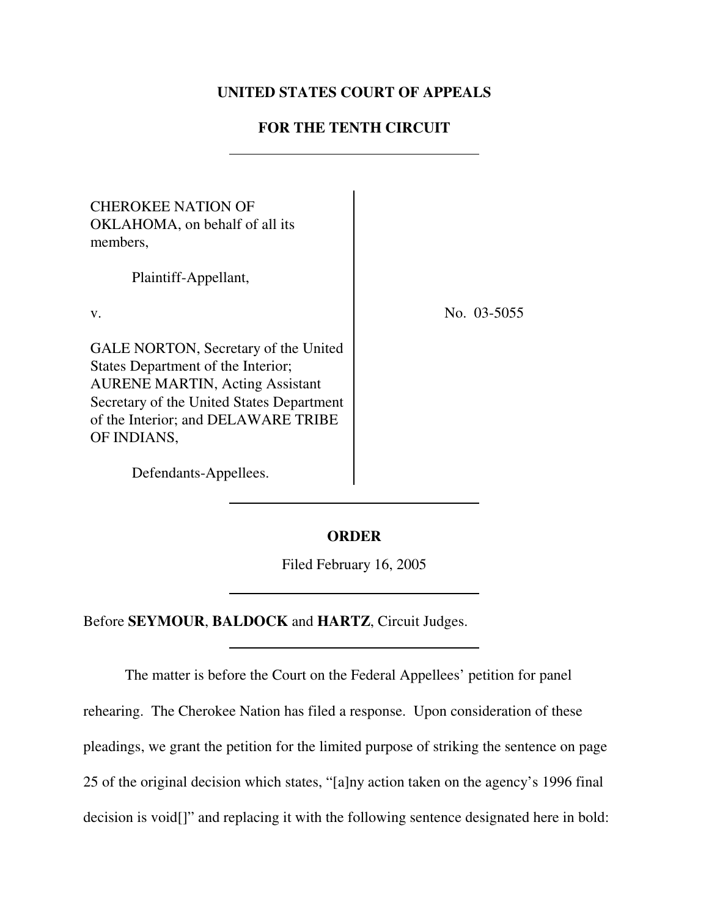**UNITED STATES COURT OF APPEALS**

**FOR THE TENTH CIRCUIT**

---

CHEROKEE NATION OF OKLAHOMA, on behalf of all its members,

Plaintiff-Appellant,

v.

GALE NORTON, Secretary of the United States Department of the Interior; AURENE MARTIN, Acting Assistant Secretary of the United States Department of the Interior; and DELAWARE TRIBE OF INDIANS,

Defendants-Appellees.

No. 03-5055

---

**ORDER**

Filed February 16, 2005

---

Before **SEYMOUR**, **BALDOCK** and **HARTZ**, Circuit Judges.

---

The matter is before the Court on the Federal Appellees' petition for panel rehearing. The Cherokee Nation has filed a response. Upon consideration of these pleadings, we grant the petition for the limited purpose of striking the sentence on page 25 of the original decision which states, "[a]ny action taken on the agency's 1996 final decision is void[]" and replacing it with the following sentence designated here in bold: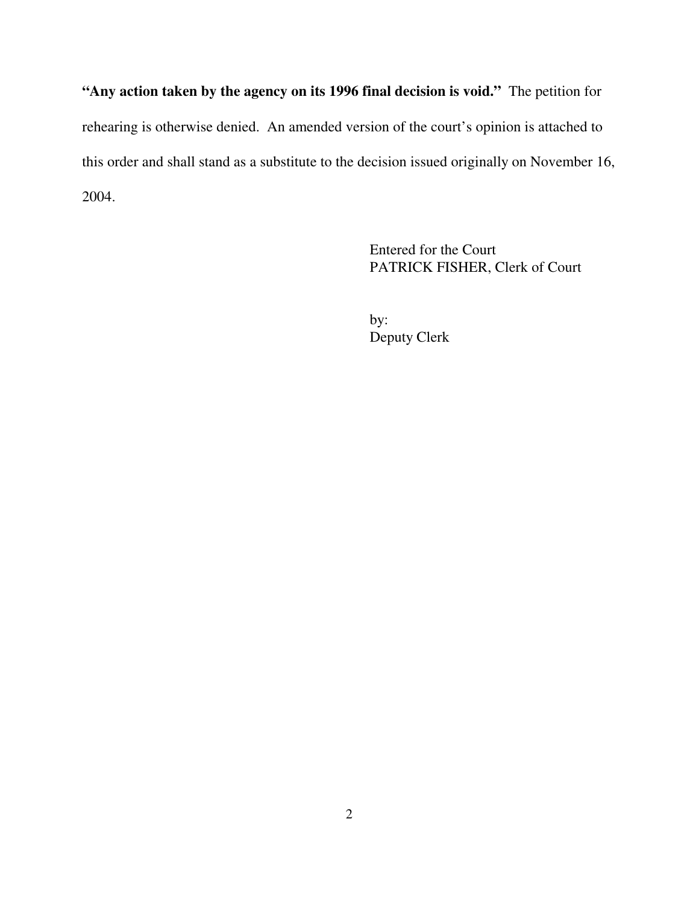**"Any action taken by the agency on its 1996 final decision is void."** The petition for rehearing is otherwise denied. An amended version of the court's opinion is attached to this order and shall stand as a substitute to the decision issued originally on November 16, 2004.

Entered for the Court
PATRICK FISHER, Clerk of Court

by:
Deputy Clerk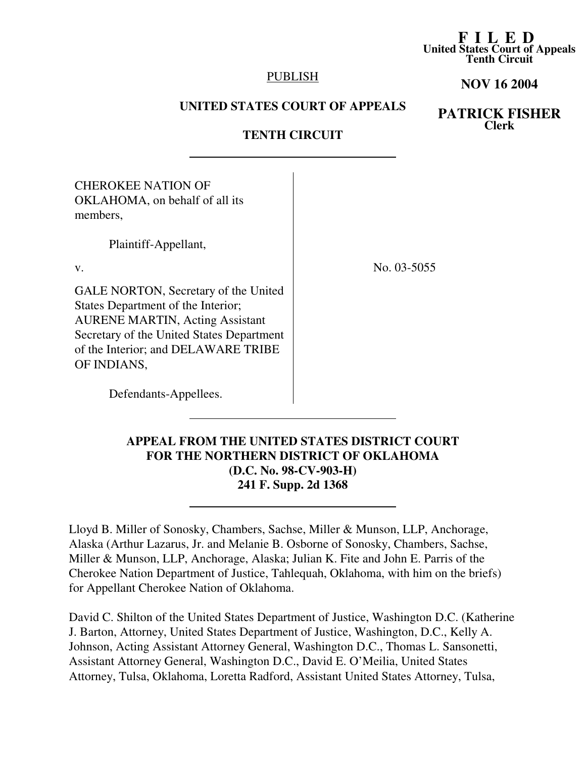**F I L E D**
**United States Court of Appeals**
**Tenth Circuit**

**NOV 16 2004**

**PATRICK FISHER**
**Clerk**

PUBLISH

**UNITED STATES COURT OF APPEALS**

**TENTH CIRCUIT**

---

CHEROKEE NATION OF OKLAHOMA, on behalf of all its members,

Plaintiff-Appellant,

v.

GALE NORTON, Secretary of the United States Department of the Interior; AURENE MARTIN, Acting Assistant Secretary of the United States Department of the Interior; and DELAWARE TRIBE OF INDIANS,

Defendants-Appellees.

No. 03-5055

---

**APPEAL FROM THE UNITED STATES DISTRICT COURT FOR THE NORTHERN DISTRICT OF OKLAHOMA (D.C. No. 98-CV-903-H) 241 F. Supp. 2d 1368**

---

Lloyd B. Miller of Sonosky, Chambers, Sachse, Miller & Munson, LLP, Anchorage, Alaska (Arthur Lazarus, Jr. and Melanie B. Osborne of Sonosky, Chambers, Sachse, Miller & Munson, LLP, Anchorage, Alaska; Julian K. Fite and John E. Parris of the Cherokee Nation Department of Justice, Tahlequah, Oklahoma, with him on the briefs) for Appellant Cherokee Nation of Oklahoma.

David C. Shilton of the United States Department of Justice, Washington D.C. (Katherine J. Barton, Attorney, United States Department of Justice, Washington, D.C., Kelly A. Johnson, Acting Assistant Attorney General, Washington D.C., Thomas L. Sansonetti, Assistant Attorney General, Washington D.C., David E. O'Meilia, United States Attorney, Tulsa, Oklahoma, Loretta Radford, Assistant United States Attorney, Tulsa,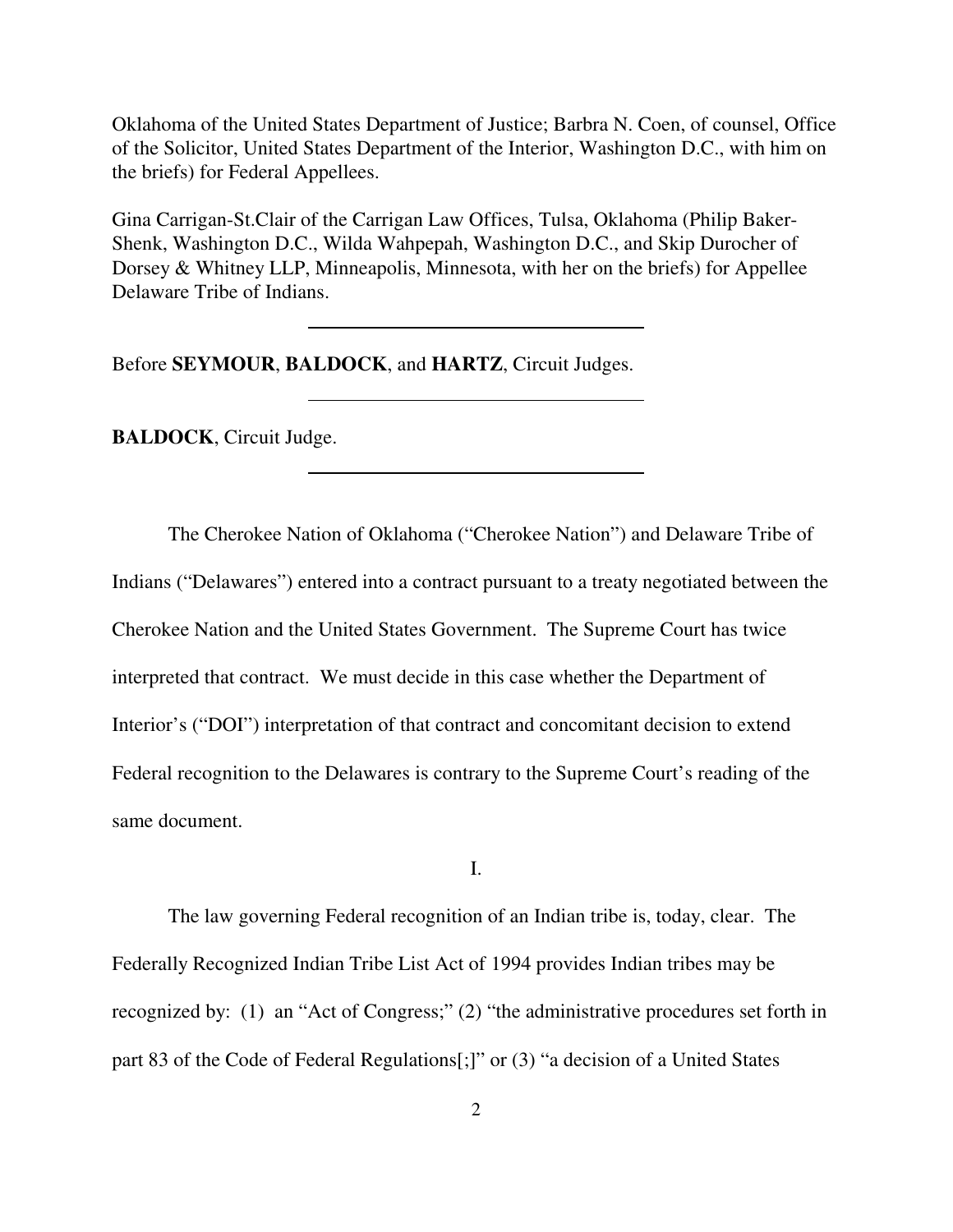Oklahoma of the United States Department of Justice; Barbra N. Coen, of counsel, Office of the Solicitor, United States Department of the Interior, Washington D.C., with him on the briefs) for Federal Appellees.

Gina Carrigan-St.Clair of the Carrigan Law Offices, Tulsa, Oklahoma (Philip Baker-Shenk, Washington D.C., Wilda Wahpepah, Washington D.C., and Skip Durocher of Dorsey & Whitney LLP, Minneapolis, Minnesota, with her on the briefs) for Appellee Delaware Tribe of Indians.

---

Before **SEYMOUR**, **BALDOCK**, and **HARTZ**, Circuit Judges.

---

**BALDOCK**, Circuit Judge.

---

The Cherokee Nation of Oklahoma ("Cherokee Nation") and Delaware Tribe of Indians ("Delawares") entered into a contract pursuant to a treaty negotiated between the Cherokee Nation and the United States Government. The Supreme Court has twice interpreted that contract. We must decide in this case whether the Department of Interior's ("DOI") interpretation of that contract and concomitant decision to extend Federal recognition to the Delawares is contrary to the Supreme Court's reading of the same document.

## I.

The law governing Federal recognition of an Indian tribe is, today, clear. The Federally Recognized Indian Tribe List Act of 1994 provides Indian tribes may be recognized by: (1) an "Act of Congress;" (2) "the administrative procedures set forth in part 83 of the Code of Federal Regulations[;]" or (3) "a decision of a United States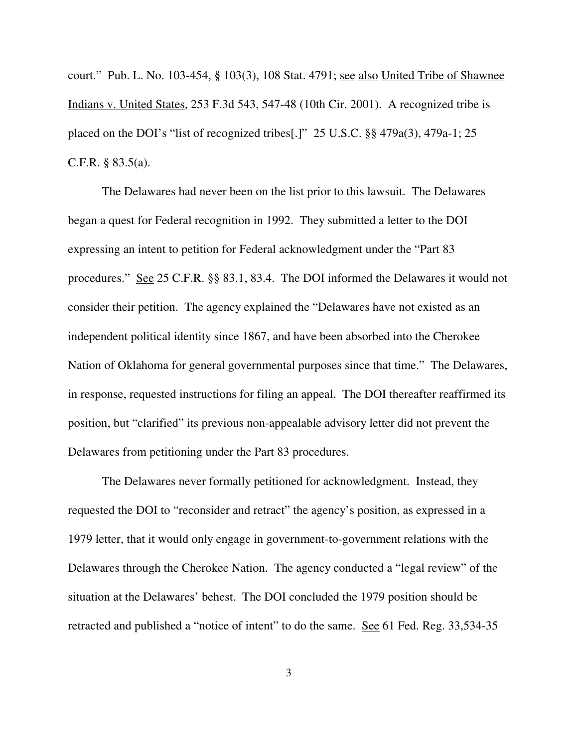court." Pub. L. No. 103-454, § 103(3), 108 Stat. 4791; see also United Tribe of Shawnee Indians v. United States, 253 F.3d 543, 547-48 (10th Cir. 2001). A recognized tribe is placed on the DOI's "list of recognized tribes[.]" 25 U.S.C. §§ 479a(3), 479a-1; 25 C.F.R. § 83.5(a).

The Delawares had never been on the list prior to this lawsuit. The Delawares began a quest for Federal recognition in 1992. They submitted a letter to the DOI expressing an intent to petition for Federal acknowledgment under the "Part 83 procedures." See 25 C.F.R. §§ 83.1, 83.4. The DOI informed the Delawares it would not consider their petition. The agency explained the "Delawares have not existed as an independent political identity since 1867, and have been absorbed into the Cherokee Nation of Oklahoma for general governmental purposes since that time." The Delawares, in response, requested instructions for filing an appeal. The DOI thereafter reaffirmed its position, but "clarified" its previous non-appealable advisory letter did not prevent the Delawares from petitioning under the Part 83 procedures.

The Delawares never formally petitioned for acknowledgment. Instead, they requested the DOI to "reconsider and retract" the agency's position, as expressed in a 1979 letter, that it would only engage in government-to-government relations with the Delawares through the Cherokee Nation. The agency conducted a "legal review" of the situation at the Delawares' behest. The DOI concluded the 1979 position should be retracted and published a "notice of intent" to do the same. See 61 Fed. Reg. 33,534-35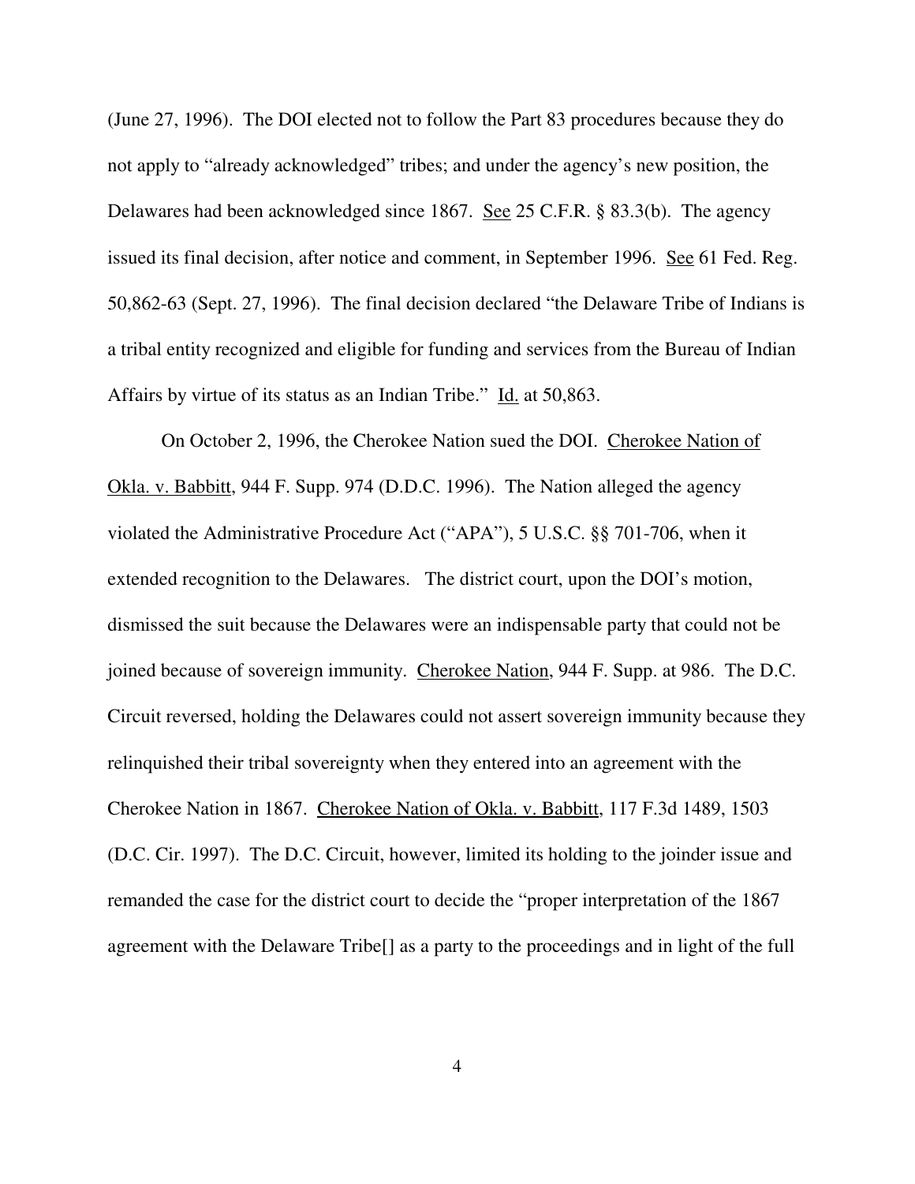(June 27, 1996). The DOI elected not to follow the Part 83 procedures because they do not apply to "already acknowledged" tribes; and under the agency's new position, the Delawares had been acknowledged since 1867. See 25 C.F.R. § 83.3(b). The agency issued its final decision, after notice and comment, in September 1996. See 61 Fed. Reg. 50,862-63 (Sept. 27, 1996). The final decision declared "the Delaware Tribe of Indians is a tribal entity recognized and eligible for funding and services from the Bureau of Indian Affairs by virtue of its status as an Indian Tribe." Id. at 50,863.

On October 2, 1996, the Cherokee Nation sued the DOI. Cherokee Nation of Okla. v. Babbitt, 944 F. Supp. 974 (D.D.C. 1996). The Nation alleged the agency violated the Administrative Procedure Act ("APA"), 5 U.S.C. §§ 701-706, when it extended recognition to the Delawares. The district court, upon the DOI's motion, dismissed the suit because the Delawares were an indispensable party that could not be joined because of sovereign immunity. Cherokee Nation, 944 F. Supp. at 986. The D.C. Circuit reversed, holding the Delawares could not assert sovereign immunity because they relinquished their tribal sovereignty when they entered into an agreement with the Cherokee Nation in 1867. Cherokee Nation of Okla. v. Babbitt, 117 F.3d 1489, 1503 (D.C. Cir. 1997). The D.C. Circuit, however, limited its holding to the joinder issue and remanded the case for the district court to decide the "proper interpretation of the 1867 agreement with the Delaware Tribe[] as a party to the proceedings and in light of the full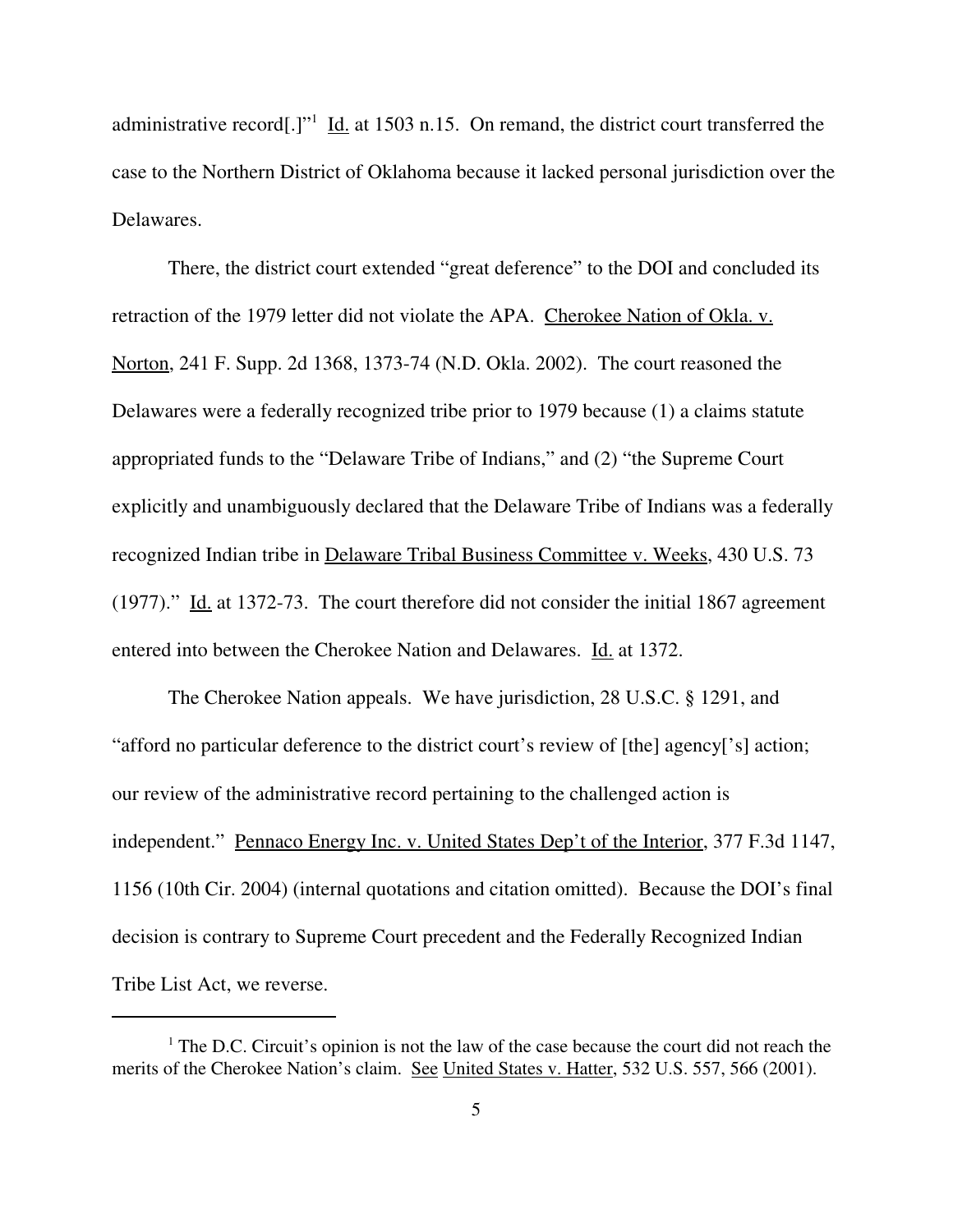administrative record[.]"[1] Id. at 1503 n.15. On remand, the district court transferred the case to the Northern District of Oklahoma because it lacked personal jurisdiction over the Delawares.

There, the district court extended "great deference" to the DOI and concluded its retraction of the 1979 letter did not violate the APA. Cherokee Nation of Okla. v. Norton, 241 F. Supp. 2d 1368, 1373-74 (N.D. Okla. 2002). The court reasoned the Delawares were a federally recognized tribe prior to 1979 because (1) a claims statute appropriated funds to the "Delaware Tribe of Indians," and (2) "the Supreme Court explicitly and unambiguously declared that the Delaware Tribe of Indians was a federally recognized Indian tribe in Delaware Tribal Business Committee v. Weeks, 430 U.S. 73 (1977)." Id. at 1372-73. The court therefore did not consider the initial 1867 agreement entered into between the Cherokee Nation and Delawares. Id. at 1372.

The Cherokee Nation appeals. We have jurisdiction, 28 U.S.C. § 1291, and "afford no particular deference to the district court's review of [the] agency['s] action; our review of the administrative record pertaining to the challenged action is independent." Pennaco Energy Inc. v. United States Dep't of the Interior, 377 F.3d 1147, 1156 (10th Cir. 2004) (internal quotations and citation omitted). Because the DOI's final decision is contrary to Supreme Court precedent and the Federally Recognized Indian Tribe List Act, we reverse.

---

[1] The D.C. Circuit's opinion is not the law of the case because the court did not reach the merits of the Cherokee Nation's claim. See United States v. Hatter, 532 U.S. 557, 566 (2001).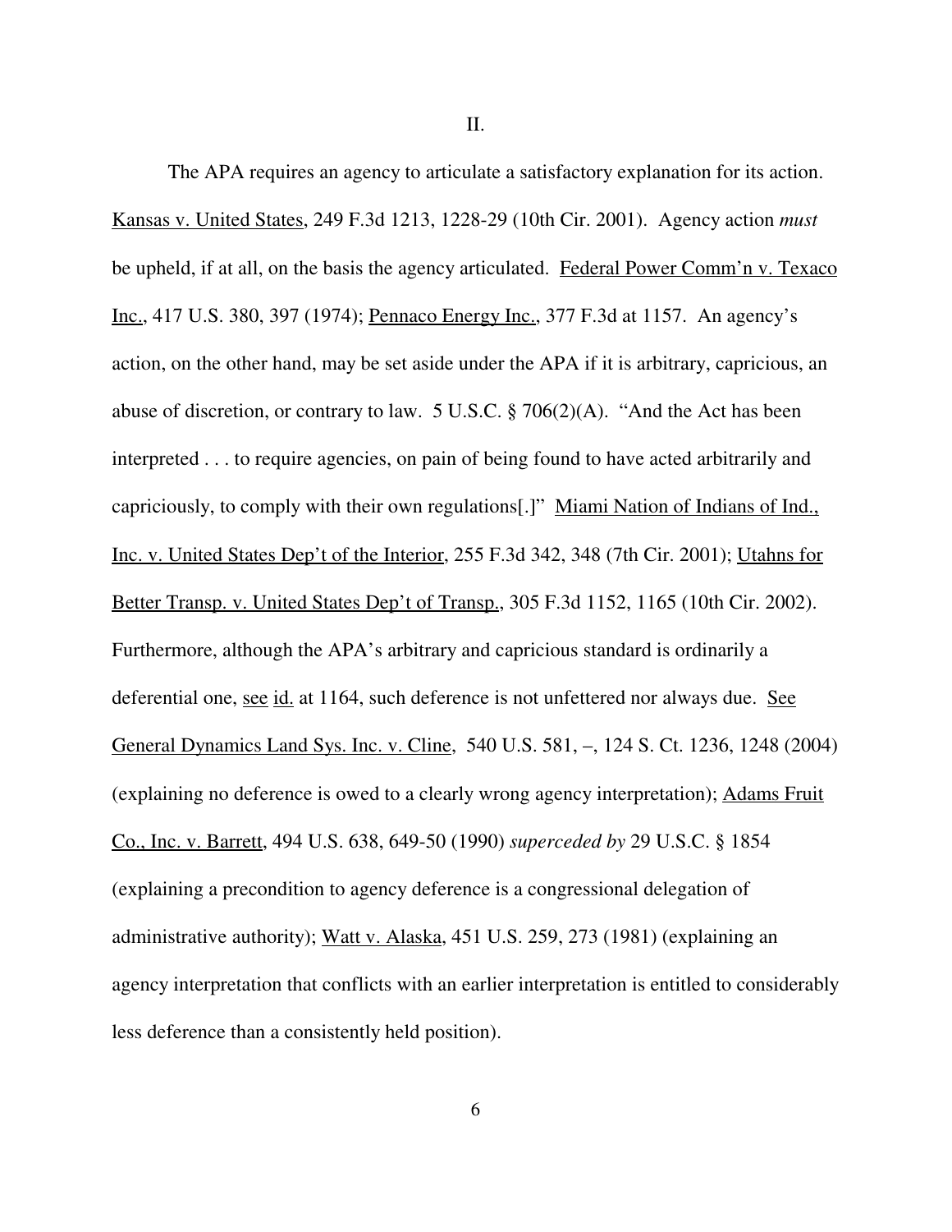II.

The APA requires an agency to articulate a satisfactory explanation for its action. Kansas v. United States, 249 F.3d 1213, 1228-29 (10th Cir. 2001). Agency action *must* be upheld, if at all, on the basis the agency articulated. Federal Power Comm'n v. Texaco Inc., 417 U.S. 380, 397 (1974); Pennaco Energy Inc., 377 F.3d at 1157. An agency's action, on the other hand, may be set aside under the APA if it is arbitrary, capricious, an abuse of discretion, or contrary to law. 5 U.S.C. § 706(2)(A). "And the Act has been interpreted . . . to require agencies, on pain of being found to have acted arbitrarily and capriciously, to comply with their own regulations[.]" Miami Nation of Indians of Ind., Inc. v. United States Dep't of the Interior, 255 F.3d 342, 348 (7th Cir. 2001); Utahns for Better Transp. v. United States Dep't of Transp., 305 F.3d 1152, 1165 (10th Cir. 2002). Furthermore, although the APA's arbitrary and capricious standard is ordinarily a deferential one, see id. at 1164, such deference is not unfettered nor always due. See General Dynamics Land Sys. Inc. v. Cline, 540 U.S. 581, –, 124 S. Ct. 1236, 1248 (2004) (explaining no deference is owed to a clearly wrong agency interpretation); Adams Fruit Co., Inc. v. Barrett, 494 U.S. 638, 649-50 (1990) *superceded by* 29 U.S.C. § 1854 (explaining a precondition to agency deference is a congressional delegation of administrative authority); Watt v. Alaska, 451 U.S. 259, 273 (1981) (explaining an agency interpretation that conflicts with an earlier interpretation is entitled to considerably less deference than a consistently held position).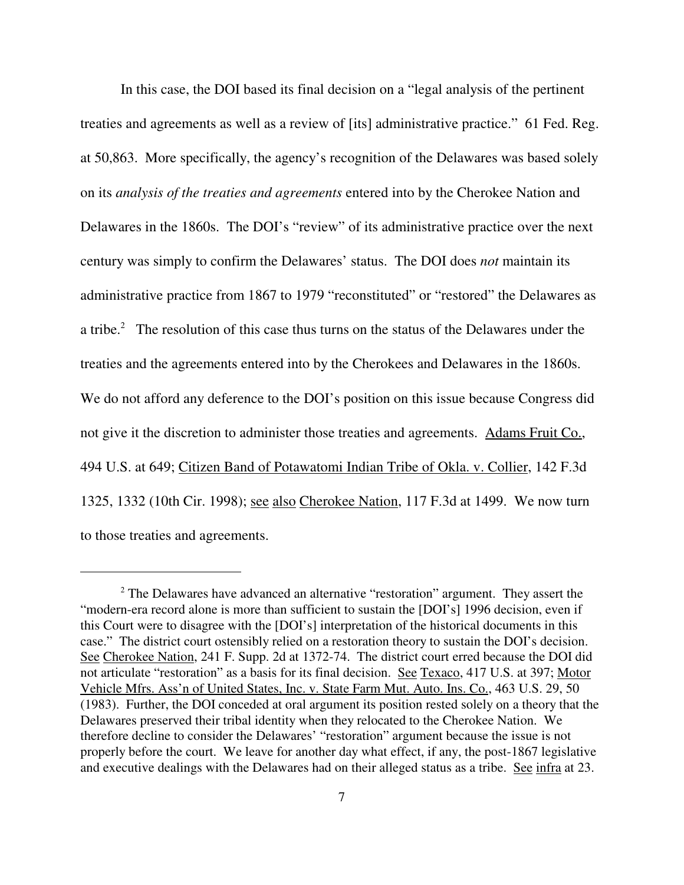In this case, the DOI based its final decision on a "legal analysis of the pertinent treaties and agreements as well as a review of [its] administrative practice." 61 Fed. Reg. at 50,863. More specifically, the agency's recognition of the Delawares was based solely on its *analysis of the treaties and agreements* entered into by the Cherokee Nation and Delawares in the 1860s. The DOI's "review" of its administrative practice over the next century was simply to confirm the Delawares' status. The DOI does *not* maintain its administrative practice from 1867 to 1979 "reconstituted" or "restored" the Delawares as a tribe.[2] The resolution of this case thus turns on the status of the Delawares under the treaties and the agreements entered into by the Cherokees and Delawares in the 1860s. We do not afford any deference to the DOI's position on this issue because Congress did not give it the discretion to administer those treaties and agreements. Adams Fruit Co., 494 U.S. at 649; Citizen Band of Potawatomi Indian Tribe of Okla. v. Collier, 142 F.3d 1325, 1332 (10th Cir. 1998); see also Cherokee Nation, 117 F.3d at 1499. We now turn to those treaties and agreements.

---

[2] The Delawares have advanced an alternative "restoration" argument. They assert the "modern-era record alone is more than sufficient to sustain the [DOI's] 1996 decision, even if this Court were to disagree with the [DOI's] interpretation of the historical documents in this case." The district court ostensibly relied on a restoration theory to sustain the DOI's decision. See Cherokee Nation, 241 F. Supp. 2d at 1372-74. The district court erred because the DOI did not articulate "restoration" as a basis for its final decision. See Texaco, 417 U.S. at 397; Motor Vehicle Mfrs. Ass'n of United States, Inc. v. State Farm Mut. Auto. Ins. Co., 463 U.S. 29, 50 (1983). Further, the DOI conceded at oral argument its position rested solely on a theory that the Delawares preserved their tribal identity when they relocated to the Cherokee Nation. We therefore decline to consider the Delawares' "restoration" argument because the issue is not properly before the court. We leave for another day what effect, if any, the post-1867 legislative and executive dealings with the Delawares had on their alleged status as a tribe. See infra at 23.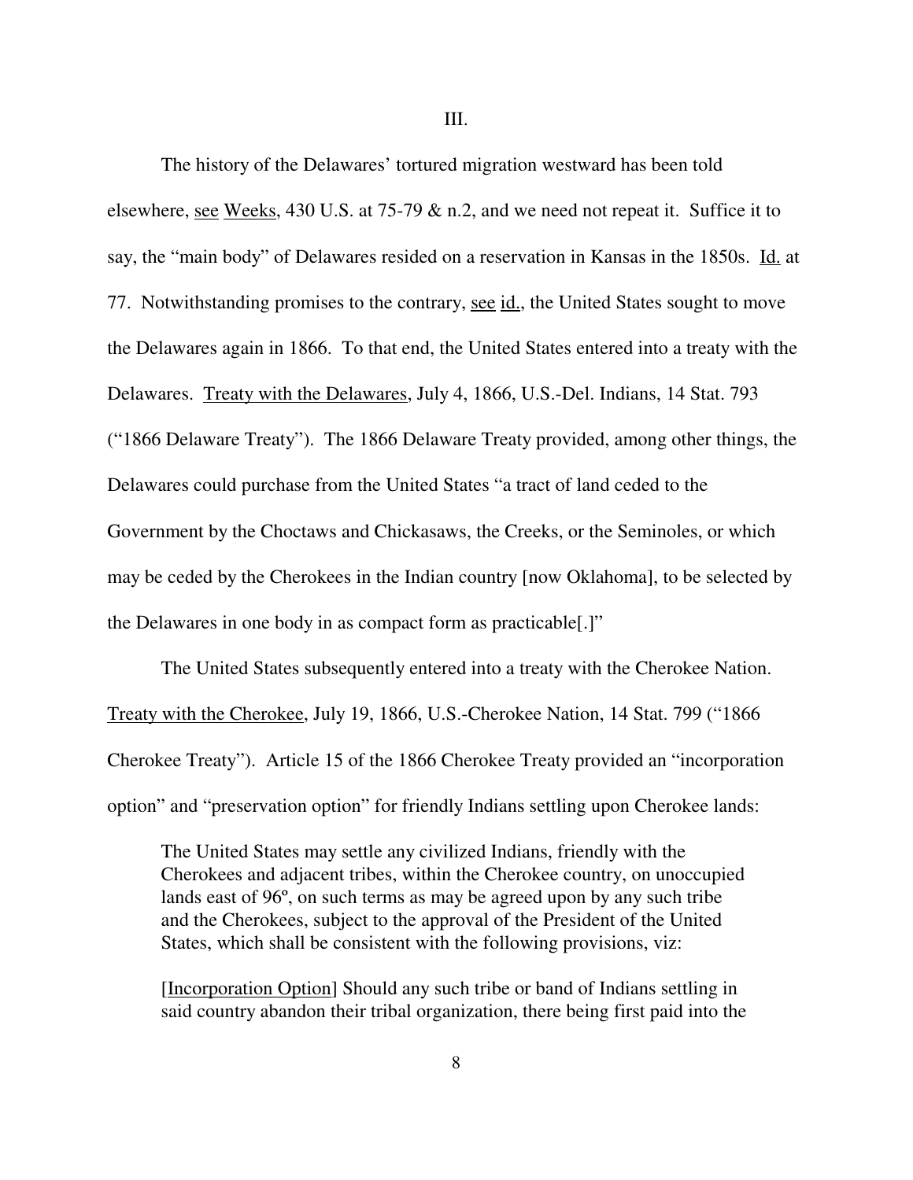III.

The history of the Delawares' tortured migration westward has been told elsewhere, see Weeks, 430 U.S. at 75-79 & n.2, and we need not repeat it. Suffice it to say, the "main body" of Delawares resided on a reservation in Kansas in the 1850s. Id. at 77. Notwithstanding promises to the contrary, see id., the United States sought to move the Delawares again in 1866. To that end, the United States entered into a treaty with the Delawares. Treaty with the Delawares, July 4, 1866, U.S.-Del. Indians, 14 Stat. 793 ("1866 Delaware Treaty"). The 1866 Delaware Treaty provided, among other things, the Delawares could purchase from the United States "a tract of land ceded to the Government by the Choctaws and Chickasaws, the Creeks, or the Seminoles, or which may be ceded by the Cherokees in the Indian country [now Oklahoma], to be selected by the Delawares in one body in as compact form as practicable[.]"

The United States subsequently entered into a treaty with the Cherokee Nation. Treaty with the Cherokee, July 19, 1866, U.S.-Cherokee Nation, 14 Stat. 799 ("1866 Cherokee Treaty"). Article 15 of the 1866 Cherokee Treaty provided an "incorporation option" and "preservation option" for friendly Indians settling upon Cherokee lands:

> The United States may settle any civilized Indians, friendly with the Cherokees and adjacent tribes, within the Cherokee country, on unoccupied lands east of 96º, on such terms as may be agreed upon by any such tribe and the Cherokees, subject to the approval of the President of the United States, which shall be consistent with the following provisions, viz:
>
> [Incorporation Option] Should any such tribe or band of Indians settling in said country abandon their tribal organization, there being first paid into the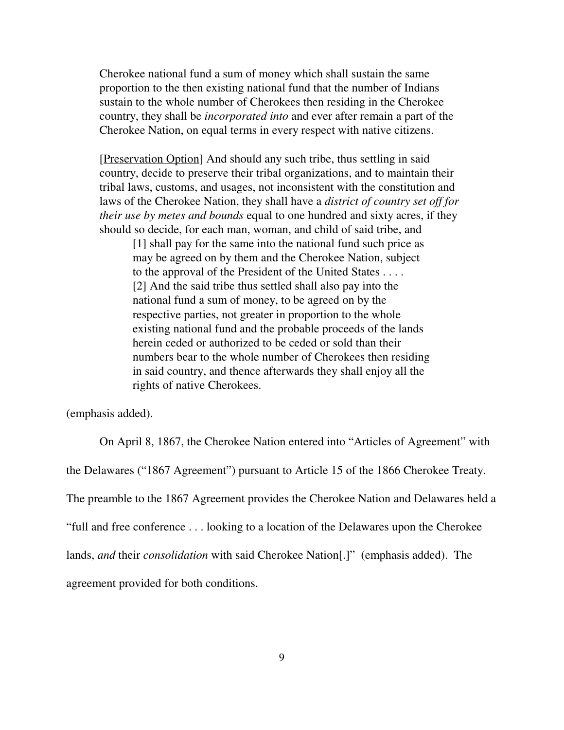> Cherokee national fund a sum of money which shall sustain the same proportion to the then existing national fund that the number of Indians sustain to the whole number of Cherokees then residing in the Cherokee country, they shall be *incorporated into* and ever after remain a part of the Cherokee Nation, on equal terms in every respect with native citizens.
>
> [<u>Preservation Option</u>] And should any such tribe, thus settling in said country, decide to preserve their tribal organizations, and to maintain their tribal laws, customs, and usages, not inconsistent with the constitution and laws of the Cherokee Nation, they shall have a *district of country set off for their use by metes and bounds* equal to one hundred and sixty acres, if they should so decide, for each man, woman, and child of said tribe, and
>
> > [1] shall pay for the same into the national fund such price as may be agreed on by them and the Cherokee Nation, subject to the approval of the President of the United States . . . . [2] And the said tribe thus settled shall also pay into the national fund a sum of money, to be agreed on by the respective parties, not greater in proportion to the whole existing national fund and the probable proceeds of the lands herein ceded or authorized to be ceded or sold than their numbers bear to the whole number of Cherokees then residing in said country, and thence afterwards they shall enjoy all the rights of native Cherokees.

(emphasis added).

On April 8, 1867, the Cherokee Nation entered into "Articles of Agreement" with the Delawares ("1867 Agreement") pursuant to Article 15 of the 1866 Cherokee Treaty. The preamble to the 1867 Agreement provides the Cherokee Nation and Delawares held a "full and free conference . . . looking to a location of the Delawares upon the Cherokee lands, *and* their *consolidation* with said Cherokee Nation[.]" (emphasis added). The agreement provided for both conditions.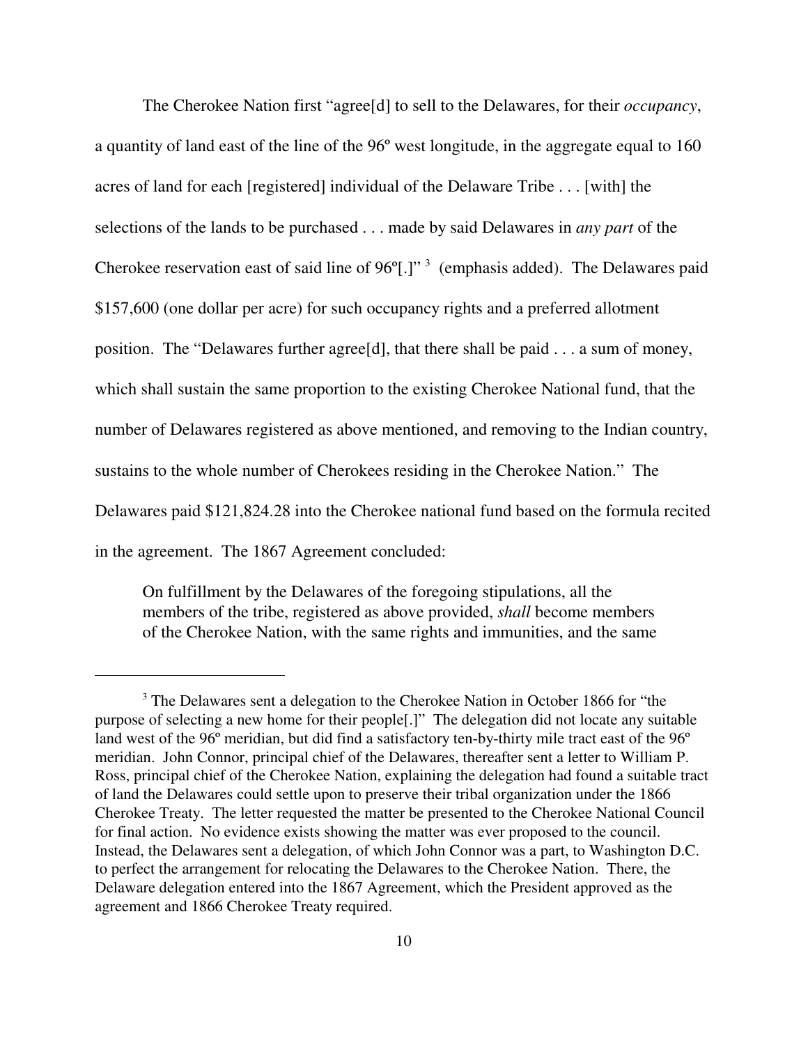The Cherokee Nation first "agree[d] to sell to the Delawares, for their *occupancy*, a quantity of land east of the line of the 96º west longitude, in the aggregate equal to 160 acres of land for each [registered] individual of the Delaware Tribe . . . [with] the selections of the lands to be purchased . . . made by said Delawares in *any part* of the Cherokee reservation east of said line of 96º[.]" [3] (emphasis added). The Delawares paid $157,600 (one dollar per acre) for such occupancy rights and a preferred allotment position. The "Delawares further agree[d], that there shall be paid . . . a sum of money, which shall sustain the same proportion to the existing Cherokee National fund, that the number of Delawares registered as above mentioned, and removing to the Indian country, sustains to the whole number of Cherokees residing in the Cherokee Nation." The Delawares paid $121,824.28 into the Cherokee national fund based on the formula recited in the agreement. The 1867 Agreement concluded:

> On fulfillment by the Delawares of the foregoing stipulations, all the members of the tribe, registered as above provided, *shall* become members of the Cherokee Nation, with the same rights and immunities, and the same

[3] The Delawares sent a delegation to the Cherokee Nation in October 1866 for "the purpose of selecting a new home for their people[.]" The delegation did not locate any suitable land west of the 96º meridian, but did find a satisfactory ten-by-thirty mile tract east of the 96º meridian. John Connor, principal chief of the Delawares, thereafter sent a letter to William P. Ross, principal chief of the Cherokee Nation, explaining the delegation had found a suitable tract of land the Delawares could settle upon to preserve their tribal organization under the 1866 Cherokee Treaty. The letter requested the matter be presented to the Cherokee National Council for final action. No evidence exists showing the matter was ever proposed to the council. Instead, the Delawares sent a delegation, of which John Connor was a part, to Washington D.C. to perfect the arrangement for relocating the Delawares to the Cherokee Nation. There, the Delaware delegation entered into the 1867 Agreement, which the President approved as the agreement and 1866 Cherokee Treaty required.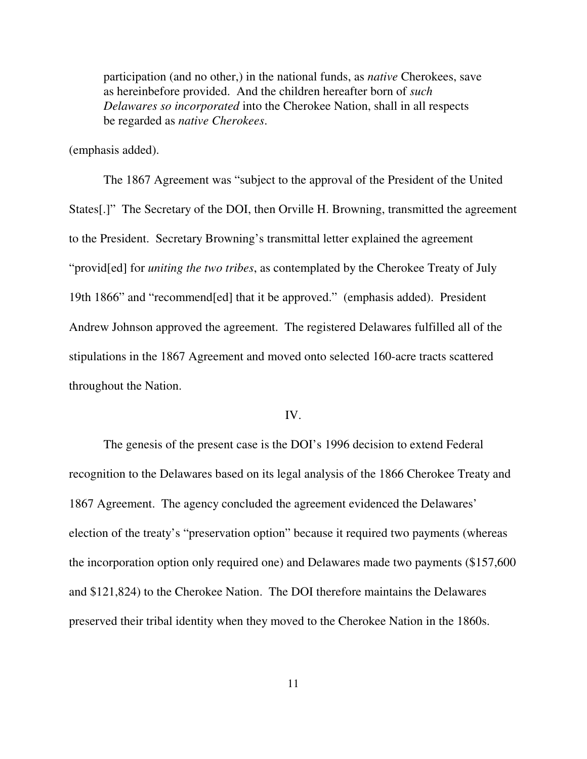> participation (and no other,) in the national funds, as *native* Cherokees, save as hereinbefore provided. And the children hereafter born of *such Delawares so incorporated* into the Cherokee Nation, shall in all respects be regarded as *native Cherokees*.

(emphasis added).

The 1867 Agreement was "subject to the approval of the President of the United States[.]" The Secretary of the DOI, then Orville H. Browning, transmitted the agreement to the President. Secretary Browning's transmittal letter explained the agreement "provid[ed] for *uniting the two tribes*, as contemplated by the Cherokee Treaty of July 19th 1866" and "recommend[ed] that it be approved." (emphasis added). President Andrew Johnson approved the agreement. The registered Delawares fulfilled all of the stipulations in the 1867 Agreement and moved onto selected 160-acre tracts scattered throughout the Nation.

## IV.

The genesis of the present case is the DOI's 1996 decision to extend Federal recognition to the Delawares based on its legal analysis of the 1866 Cherokee Treaty and 1867 Agreement. The agency concluded the agreement evidenced the Delawares' election of the treaty's "preservation option" because it required two payments (whereas the incorporation option only required one) and Delawares made two payments ($157,600 and $121,824) to the Cherokee Nation. The DOI therefore maintains the Delawares preserved their tribal identity when they moved to the Cherokee Nation in the 1860s.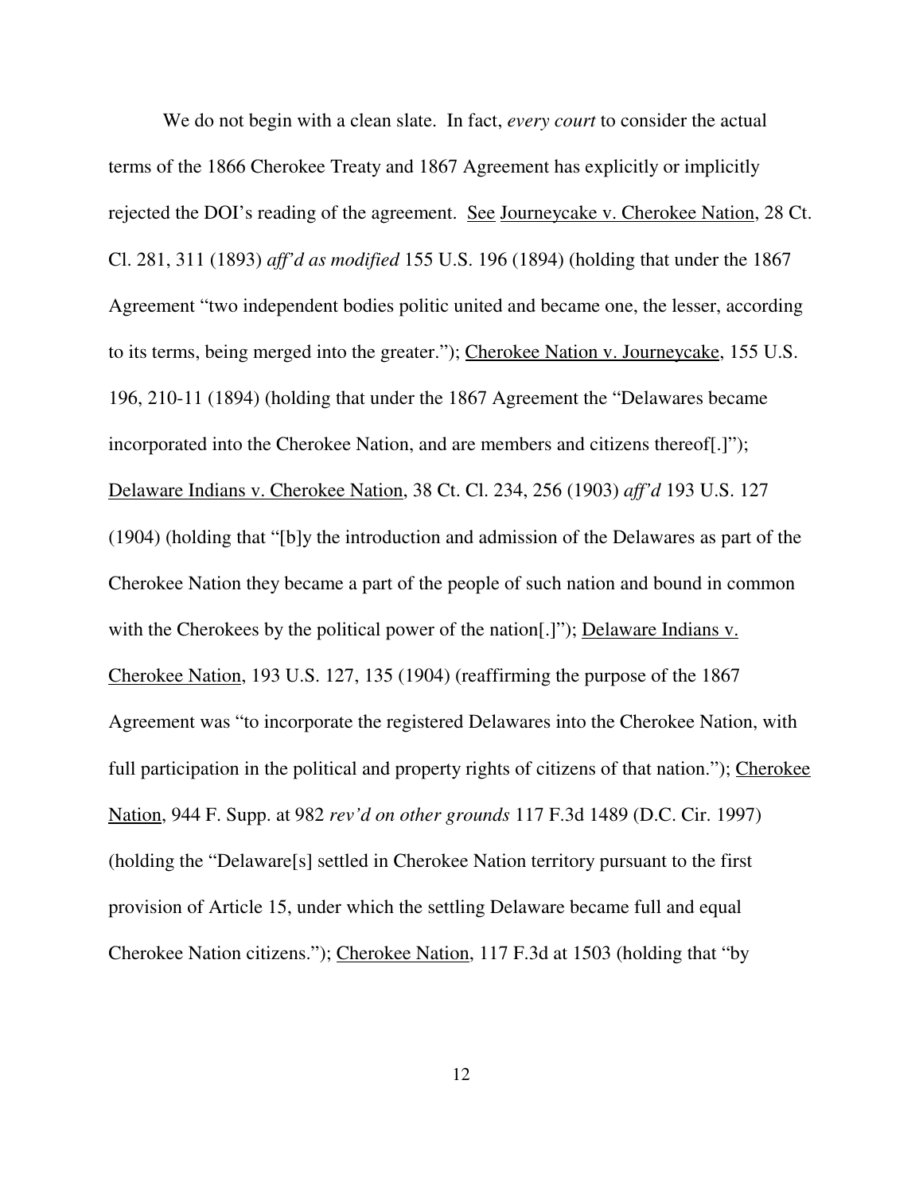We do not begin with a clean slate. In fact, *every court* to consider the actual terms of the 1866 Cherokee Treaty and 1867 Agreement has explicitly or implicitly rejected the DOI's reading of the agreement. See Journeycake v. Cherokee Nation, 28 Ct. Cl. 281, 311 (1893) *aff'd as modified* 155 U.S. 196 (1894) (holding that under the 1867 Agreement "two independent bodies politic united and became one, the lesser, according to its terms, being merged into the greater."); Cherokee Nation v. Journeycake, 155 U.S. 196, 210-11 (1894) (holding that under the 1867 Agreement the "Delawares became incorporated into the Cherokee Nation, and are members and citizens thereof[.]"); Delaware Indians v. Cherokee Nation, 38 Ct. Cl. 234, 256 (1903) *aff'd* 193 U.S. 127 (1904) (holding that "[b]y the introduction and admission of the Delawares as part of the Cherokee Nation they became a part of the people of such nation and bound in common with the Cherokees by the political power of the nation[.]"); Delaware Indians v. Cherokee Nation, 193 U.S. 127, 135 (1904) (reaffirming the purpose of the 1867 Agreement was "to incorporate the registered Delawares into the Cherokee Nation, with full participation in the political and property rights of citizens of that nation."); Cherokee Nation, 944 F. Supp. at 982 *rev'd on other grounds* 117 F.3d 1489 (D.C. Cir. 1997) (holding the "Delaware[s] settled in Cherokee Nation territory pursuant to the first provision of Article 15, under which the settling Delaware became full and equal Cherokee Nation citizens."); Cherokee Nation, 117 F.3d at 1503 (holding that "by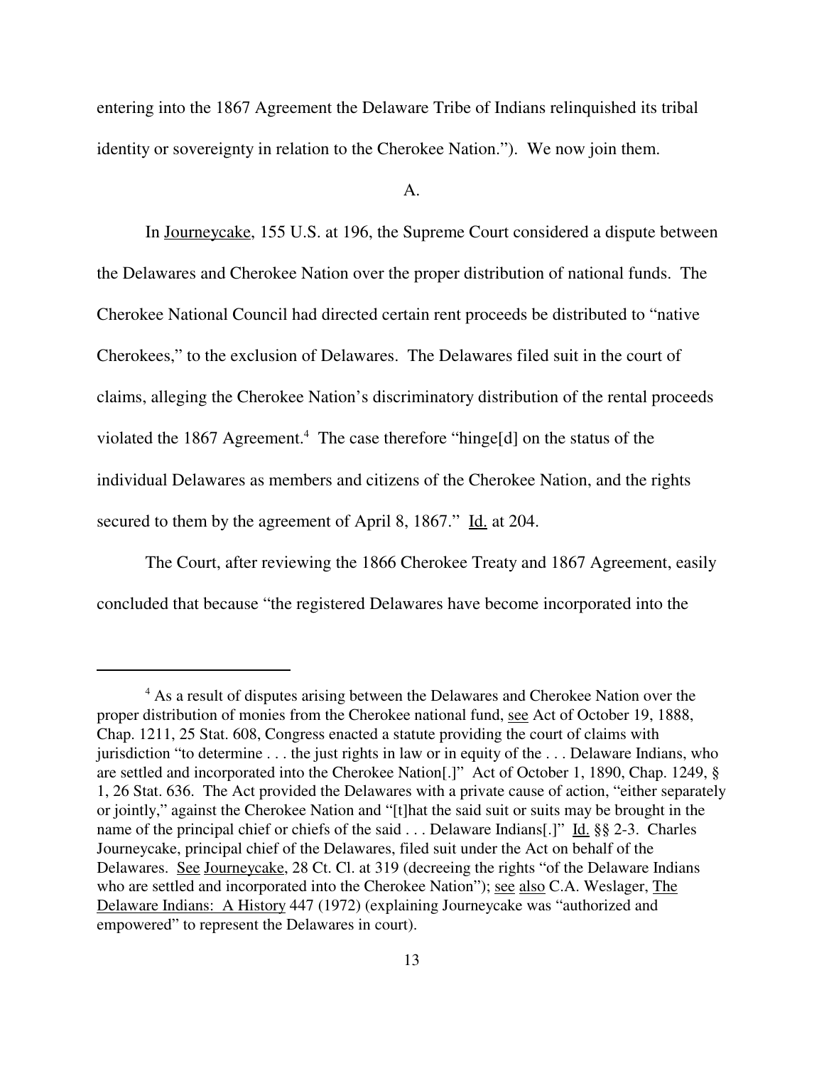entering into the 1867 Agreement the Delaware Tribe of Indians relinquished its tribal identity or sovereignty in relation to the Cherokee Nation."). We now join them.

A.

In Journeycake, 155 U.S. at 196, the Supreme Court considered a dispute between the Delawares and Cherokee Nation over the proper distribution of national funds. The Cherokee National Council had directed certain rent proceeds be distributed to "native Cherokees," to the exclusion of Delawares. The Delawares filed suit in the court of claims, alleging the Cherokee Nation's discriminatory distribution of the rental proceeds violated the 1867 Agreement.[4] The case therefore "hinge[d] on the status of the individual Delawares as members and citizens of the Cherokee Nation, and the rights secured to them by the agreement of April 8, 1867." Id. at 204.

The Court, after reviewing the 1866 Cherokee Treaty and 1867 Agreement, easily concluded that because "the registered Delawares have become incorporated into the

---

[4] As a result of disputes arising between the Delawares and Cherokee Nation over the proper distribution of monies from the Cherokee national fund, see Act of October 19, 1888, Chap. 1211, 25 Stat. 608, Congress enacted a statute providing the court of claims with jurisdiction "to determine . . . the just rights in law or in equity of the . . . Delaware Indians, who are settled and incorporated into the Cherokee Nation[.]" Act of October 1, 1890, Chap. 1249, § 1, 26 Stat. 636. The Act provided the Delawares with a private cause of action, "either separately or jointly," against the Cherokee Nation and "[t]hat the said suit or suits may be brought in the name of the principal chief or chiefs of the said . . . Delaware Indians[.]" Id. §§ 2-3. Charles Journeycake, principal chief of the Delawares, filed suit under the Act on behalf of the Delawares. See Journeycake, 28 Ct. Cl. at 319 (decreeing the rights "of the Delaware Indians who are settled and incorporated into the Cherokee Nation"); see also C.A. Weslager, The Delaware Indians: A History 447 (1972) (explaining Journeycake was "authorized and empowered" to represent the Delawares in court).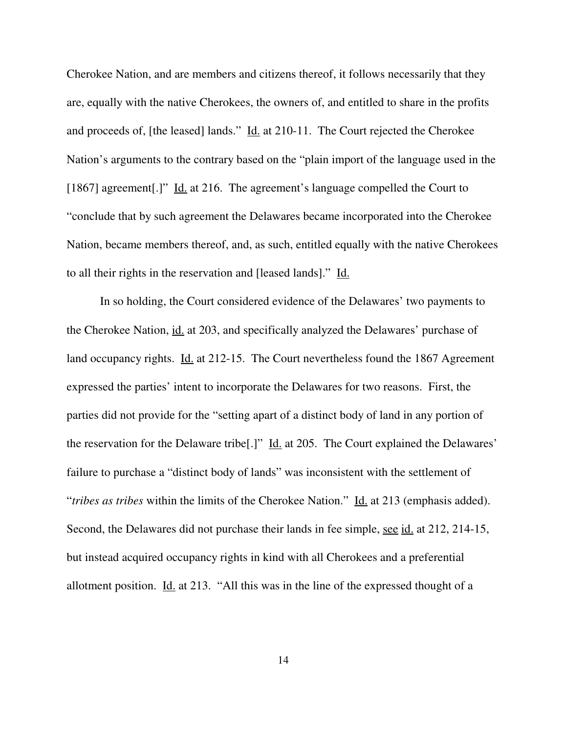Cherokee Nation, and are members and citizens thereof, it follows necessarily that they are, equally with the native Cherokees, the owners of, and entitled to share in the profits and proceeds of, [the leased] lands." Id. at 210-11. The Court rejected the Cherokee Nation's arguments to the contrary based on the "plain import of the language used in the [1867] agreement[.]" Id. at 216. The agreement's language compelled the Court to "conclude that by such agreement the Delawares became incorporated into the Cherokee Nation, became members thereof, and, as such, entitled equally with the native Cherokees to all their rights in the reservation and [leased lands]." Id.

In so holding, the Court considered evidence of the Delawares' two payments to the Cherokee Nation, id. at 203, and specifically analyzed the Delawares' purchase of land occupancy rights. Id. at 212-15. The Court nevertheless found the 1867 Agreement expressed the parties' intent to incorporate the Delawares for two reasons. First, the parties did not provide for the "setting apart of a distinct body of land in any portion of the reservation for the Delaware tribe[.]" Id. at 205. The Court explained the Delawares' failure to purchase a "distinct body of lands" was inconsistent with the settlement of "*tribes as tribes* within the limits of the Cherokee Nation." Id. at 213 (emphasis added). Second, the Delawares did not purchase their lands in fee simple, see id. at 212, 214-15, but instead acquired occupancy rights in kind with all Cherokees and a preferential allotment position. Id. at 213. "All this was in the line of the expressed thought of a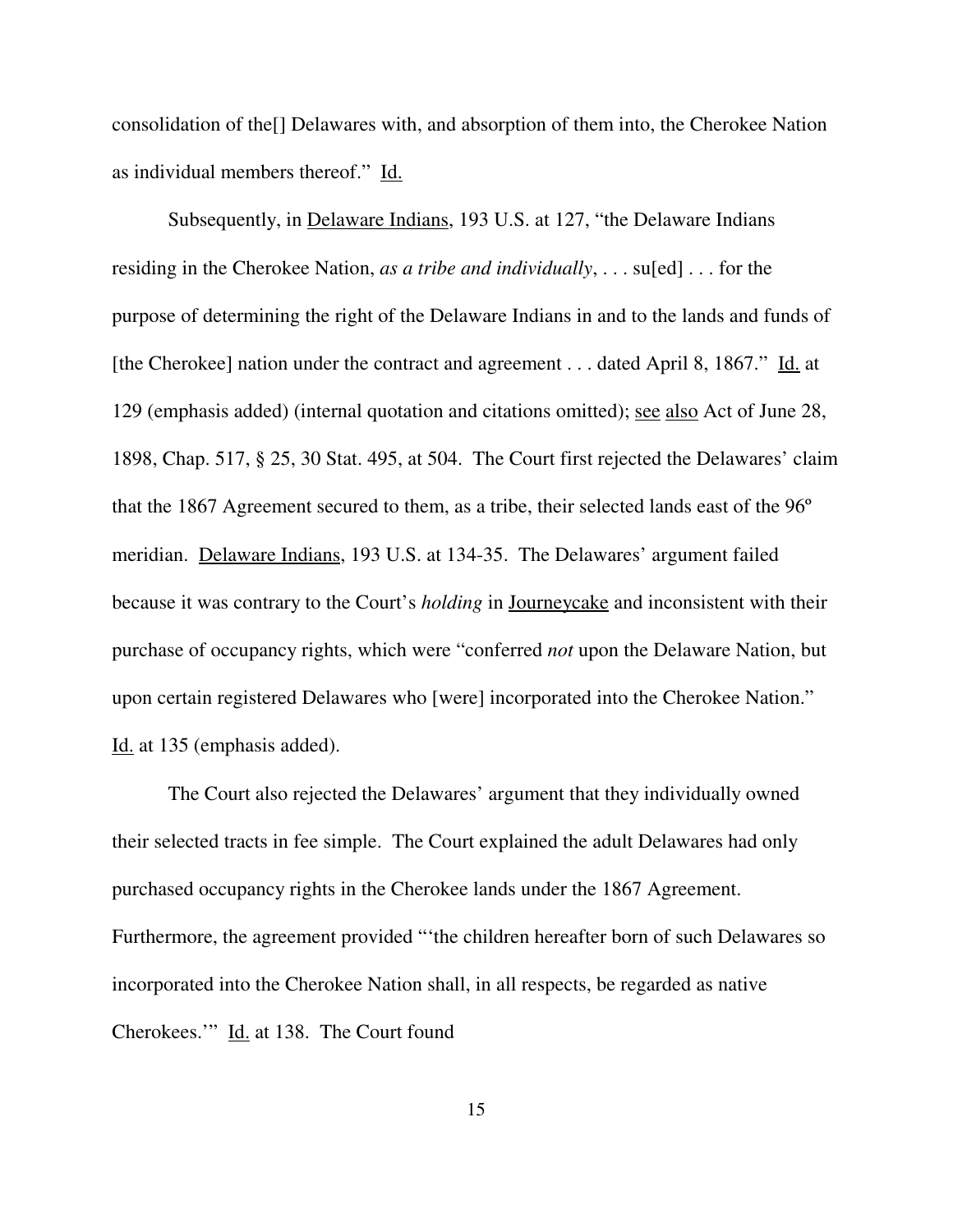consolidation of the[] Delawares with, and absorption of them into, the Cherokee Nation as individual members thereof." Id.

Subsequently, in Delaware Indians, 193 U.S. at 127, "the Delaware Indians residing in the Cherokee Nation, *as a tribe and individually*, . . . su[ed] . . . for the purpose of determining the right of the Delaware Indians in and to the lands and funds of [the Cherokee] nation under the contract and agreement . . . dated April 8, 1867." Id. at 129 (emphasis added) (internal quotation and citations omitted); see also Act of June 28, 1898, Chap. 517, § 25, 30 Stat. 495, at 504. The Court first rejected the Delawares' claim that the 1867 Agreement secured to them, as a tribe, their selected lands east of the 96º meridian. Delaware Indians, 193 U.S. at 134-35. The Delawares' argument failed because it was contrary to the Court's *holding* in Journeycake and inconsistent with their purchase of occupancy rights, which were "conferred *not* upon the Delaware Nation, but upon certain registered Delawares who [were] incorporated into the Cherokee Nation." Id. at 135 (emphasis added).

The Court also rejected the Delawares' argument that they individually owned their selected tracts in fee simple. The Court explained the adult Delawares had only purchased occupancy rights in the Cherokee lands under the 1867 Agreement. Furthermore, the agreement provided "'the children hereafter born of such Delawares so incorporated into the Cherokee Nation shall, in all respects, be regarded as native Cherokees.'" Id. at 138. The Court found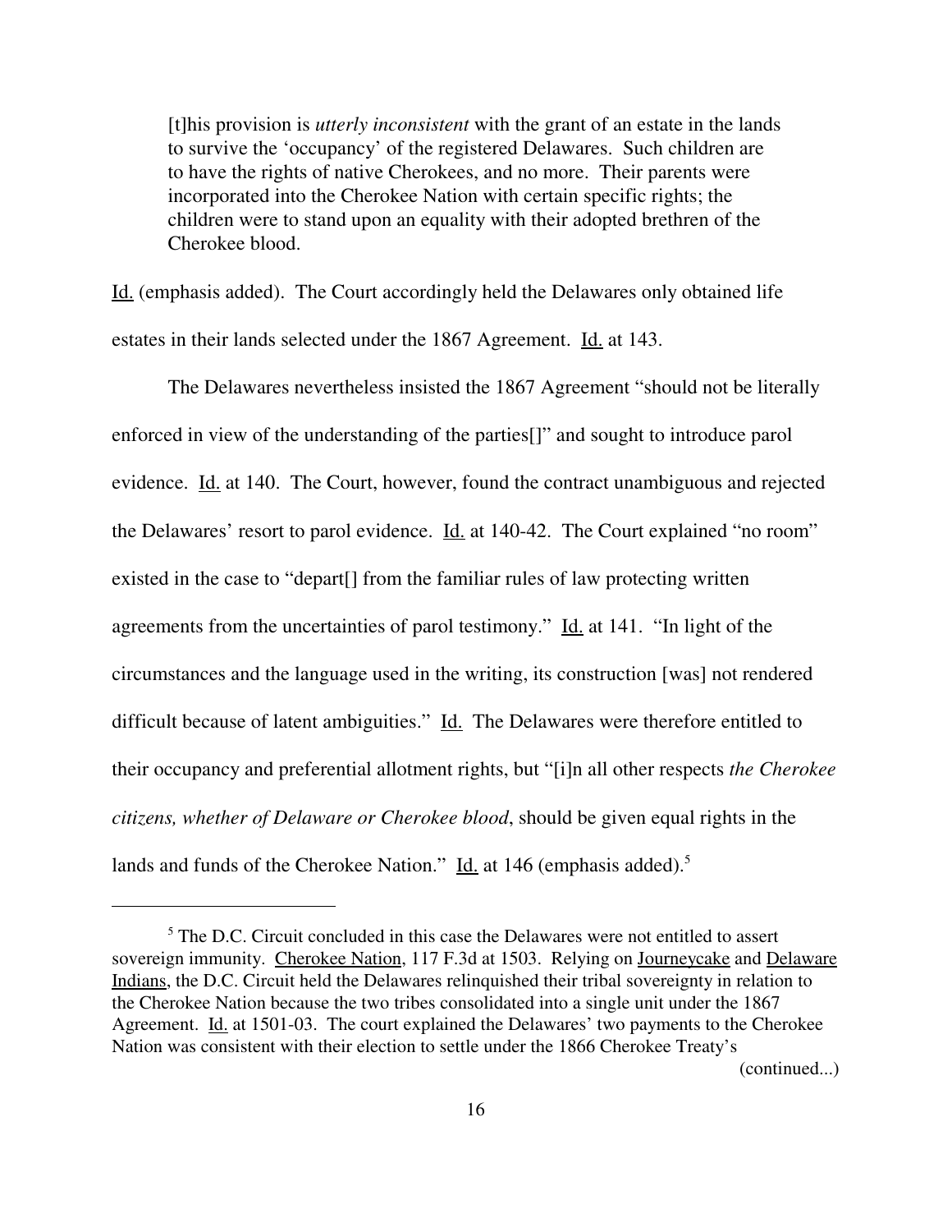> [t]his provision is *utterly inconsistent* with the grant of an estate in the lands to survive the 'occupancy' of the registered Delawares. Such children are to have the rights of native Cherokees, and no more. Their parents were incorporated into the Cherokee Nation with certain specific rights; the children were to stand upon an equality with their adopted brethren of the Cherokee blood.

Id. (emphasis added). The Court accordingly held the Delawares only obtained life estates in their lands selected under the 1867 Agreement. Id. at 143.

The Delawares nevertheless insisted the 1867 Agreement "should not be literally enforced in view of the understanding of the parties[]" and sought to introduce parol evidence. Id. at 140. The Court, however, found the contract unambiguous and rejected the Delawares' resort to parol evidence. Id. at 140-42. The Court explained "no room" existed in the case to "depart[] from the familiar rules of law protecting written agreements from the uncertainties of parol testimony." Id. at 141. "In light of the circumstances and the language used in the writing, its construction [was] not rendered difficult because of latent ambiguities." Id. The Delawares were therefore entitled to their occupancy and preferential allotment rights, but "[i]n all other respects *the Cherokee citizens, whether of Delaware or Cherokee blood*, should be given equal rights in the lands and funds of the Cherokee Nation." Id. at 146 (emphasis added).[5]

---

[5] The D.C. Circuit concluded in this case the Delawares were not entitled to assert sovereign immunity. Cherokee Nation, 117 F.3d at 1503. Relying on Journeycake and Delaware Indians, the D.C. Circuit held the Delawares relinquished their tribal sovereignty in relation to the Cherokee Nation because the two tribes consolidated into a single unit under the 1867 Agreement. Id. at 1501-03. The court explained the Delawares' two payments to the Cherokee Nation was consistent with their election to settle under the 1866 Cherokee Treaty's

(continued...)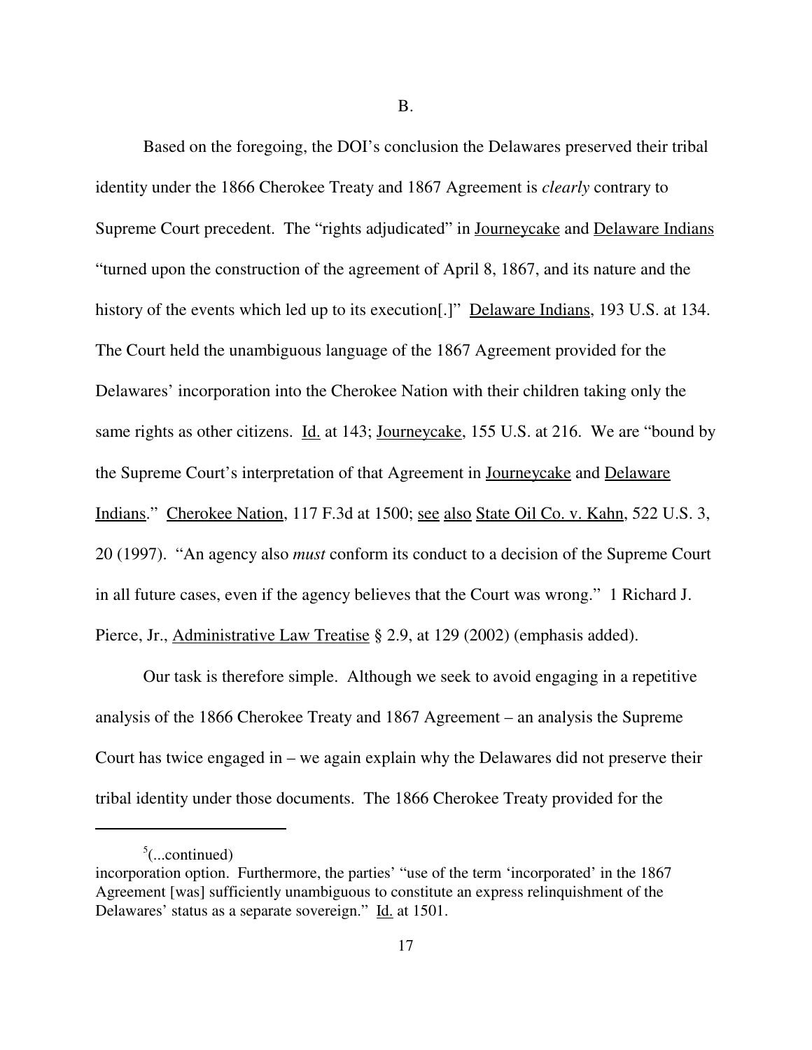B.

Based on the foregoing, the DOI's conclusion the Delawares preserved their tribal identity under the 1866 Cherokee Treaty and 1867 Agreement is *clearly* contrary to Supreme Court precedent. The "rights adjudicated" in Journeycake and Delaware Indians "turned upon the construction of the agreement of April 8, 1867, and its nature and the history of the events which led up to its execution[.]" Delaware Indians, 193 U.S. at 134. The Court held the unambiguous language of the 1867 Agreement provided for the Delawares' incorporation into the Cherokee Nation with their children taking only the same rights as other citizens. Id. at 143; Journeycake, 155 U.S. at 216. We are "bound by the Supreme Court's interpretation of that Agreement in Journeycake and Delaware Indians." Cherokee Nation, 117 F.3d at 1500; see also State Oil Co. v. Kahn, 522 U.S. 3, 20 (1997). "An agency also *must* conform its conduct to a decision of the Supreme Court in all future cases, even if the agency believes that the Court was wrong." 1 Richard J. Pierce, Jr., Administrative Law Treatise § 2.9, at 129 (2002) (emphasis added).

Our task is therefore simple. Although we seek to avoid engaging in a repetitive analysis of the 1866 Cherokee Treaty and 1867 Agreement – an analysis the Supreme Court has twice engaged in – we again explain why the Delawares did not preserve their tribal identity under those documents. The 1866 Cherokee Treaty provided for the

---

[5](...continued)
incorporation option. Furthermore, the parties' "use of the term 'incorporated' in the 1867 Agreement [was] sufficiently unambiguous to constitute an express relinquishment of the Delawares' status as a separate sovereign." Id. at 1501.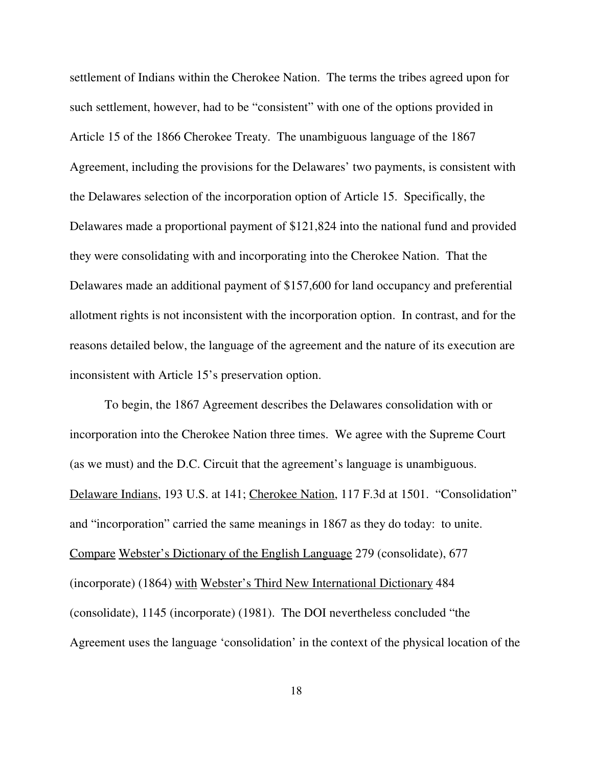settlement of Indians within the Cherokee Nation. The terms the tribes agreed upon for such settlement, however, had to be "consistent" with one of the options provided in Article 15 of the 1866 Cherokee Treaty. The unambiguous language of the 1867 Agreement, including the provisions for the Delawares' two payments, is consistent with the Delawares selection of the incorporation option of Article 15. Specifically, the Delawares made a proportional payment of $121,824 into the national fund and provided they were consolidating with and incorporating into the Cherokee Nation. That the Delawares made an additional payment of $157,600 for land occupancy and preferential allotment rights is not inconsistent with the incorporation option. In contrast, and for the reasons detailed below, the language of the agreement and the nature of its execution are inconsistent with Article 15's preservation option.

To begin, the 1867 Agreement describes the Delawares consolidation with or incorporation into the Cherokee Nation three times. We agree with the Supreme Court (as we must) and the D.C. Circuit that the agreement's language is unambiguous. Delaware Indians, 193 U.S. at 141; Cherokee Nation, 117 F.3d at 1501. "Consolidation" and "incorporation" carried the same meanings in 1867 as they do today: to unite. Compare Webster's Dictionary of the English Language 279 (consolidate), 677 (incorporate) (1864) with Webster's Third New International Dictionary 484 (consolidate), 1145 (incorporate) (1981). The DOI nevertheless concluded "the Agreement uses the language 'consolidation' in the context of the physical location of the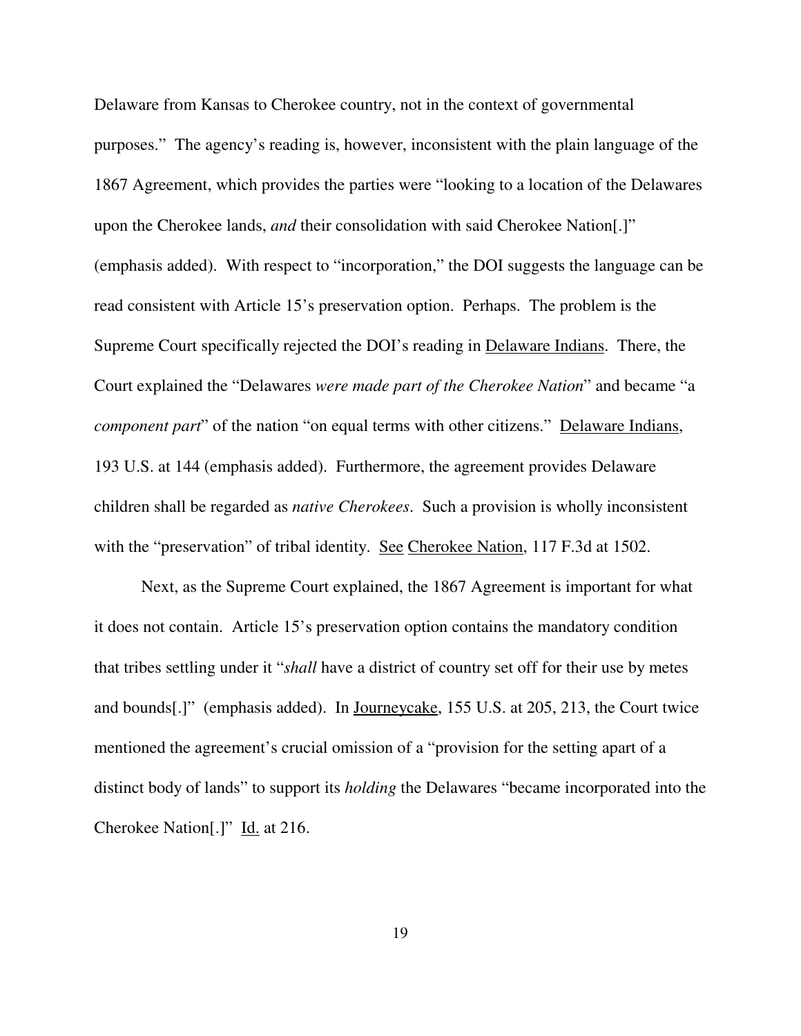Delaware from Kansas to Cherokee country, not in the context of governmental purposes." The agency's reading is, however, inconsistent with the plain language of the 1867 Agreement, which provides the parties were "looking to a location of the Delawares upon the Cherokee lands, *and* their consolidation with said Cherokee Nation[.]" (emphasis added). With respect to "incorporation," the DOI suggests the language can be read consistent with Article 15's preservation option. Perhaps. The problem is the Supreme Court specifically rejected the DOI's reading in Delaware Indians. There, the Court explained the "Delawares *were made part of the Cherokee Nation*" and became "a *component part*" of the nation "on equal terms with other citizens." Delaware Indians, 193 U.S. at 144 (emphasis added). Furthermore, the agreement provides Delaware children shall be regarded as *native Cherokees*. Such a provision is wholly inconsistent with the "preservation" of tribal identity. See Cherokee Nation, 117 F.3d at 1502.

Next, as the Supreme Court explained, the 1867 Agreement is important for what it does not contain. Article 15's preservation option contains the mandatory condition that tribes settling under it "*shall* have a district of country set off for their use by metes and bounds[.]" (emphasis added). In Journeycake, 155 U.S. at 205, 213, the Court twice mentioned the agreement's crucial omission of a "provision for the setting apart of a distinct body of lands" to support its *holding* the Delawares "became incorporated into the Cherokee Nation[.]" Id. at 216.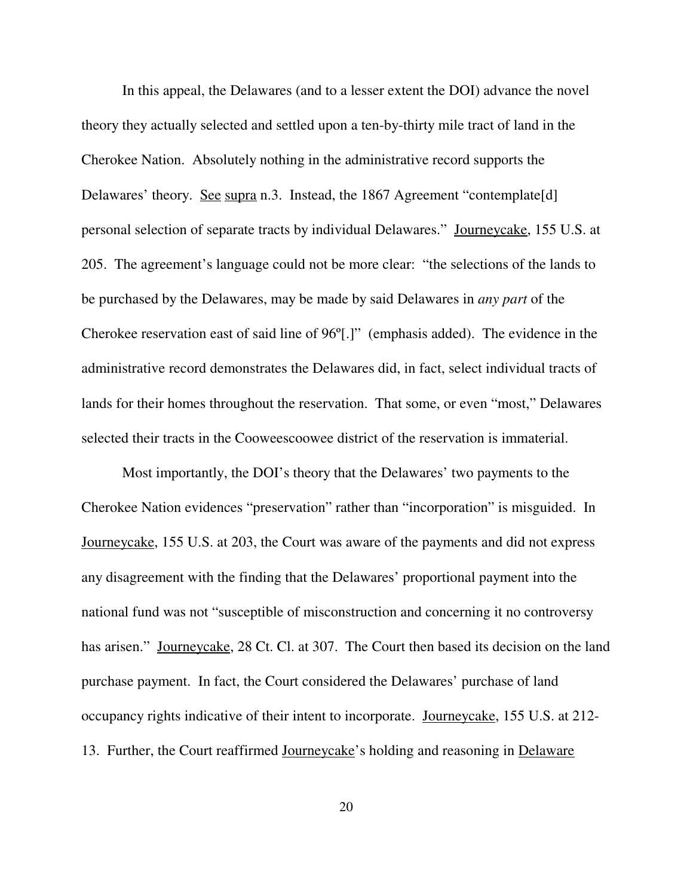In this appeal, the Delawares (and to a lesser extent the DOI) advance the novel theory they actually selected and settled upon a ten-by-thirty mile tract of land in the Cherokee Nation. Absolutely nothing in the administrative record supports the Delawares' theory. See supra n.3. Instead, the 1867 Agreement "contemplate[d] personal selection of separate tracts by individual Delawares." Journeycake, 155 U.S. at 205. The agreement's language could not be more clear: "the selections of the lands to be purchased by the Delawares, may be made by said Delawares in *any part* of the Cherokee reservation east of said line of 96º[.]" (emphasis added). The evidence in the administrative record demonstrates the Delawares did, in fact, select individual tracts of lands for their homes throughout the reservation. That some, or even "most," Delawares selected their tracts in the Cooweescoowee district of the reservation is immaterial.

Most importantly, the DOI's theory that the Delawares' two payments to the Cherokee Nation evidences "preservation" rather than "incorporation" is misguided. In Journeycake, 155 U.S. at 203, the Court was aware of the payments and did not express any disagreement with the finding that the Delawares' proportional payment into the national fund was not "susceptible of misconstruction and concerning it no controversy has arisen." Journeycake, 28 Ct. Cl. at 307. The Court then based its decision on the land purchase payment. In fact, the Court considered the Delawares' purchase of land occupancy rights indicative of their intent to incorporate. Journeycake, 155 U.S. at 212-13. Further, the Court reaffirmed Journeycake's holding and reasoning in Delaware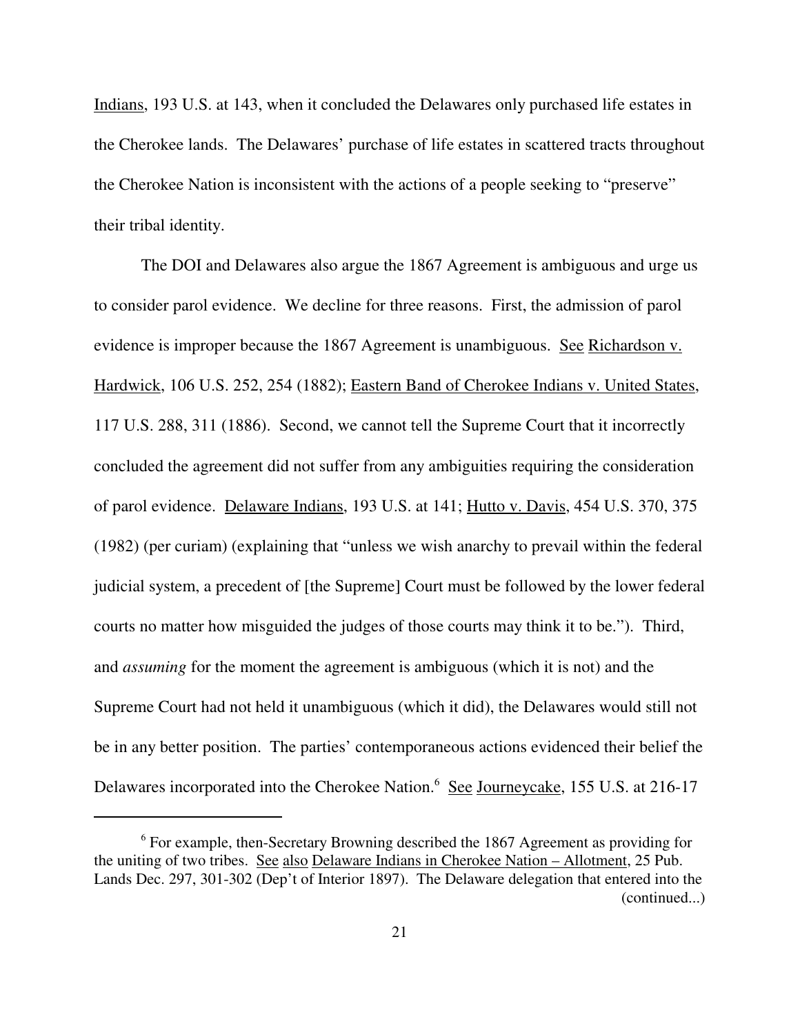Indians, 193 U.S. at 143, when it concluded the Delawares only purchased life estates in the Cherokee lands. The Delawares' purchase of life estates in scattered tracts throughout the Cherokee Nation is inconsistent with the actions of a people seeking to "preserve" their tribal identity.

The DOI and Delawares also argue the 1867 Agreement is ambiguous and urge us to consider parol evidence. We decline for three reasons. First, the admission of parol evidence is improper because the 1867 Agreement is unambiguous. See Richardson v. Hardwick, 106 U.S. 252, 254 (1882); Eastern Band of Cherokee Indians v. United States, 117 U.S. 288, 311 (1886). Second, we cannot tell the Supreme Court that it incorrectly concluded the agreement did not suffer from any ambiguities requiring the consideration of parol evidence. Delaware Indians, 193 U.S. at 141; Hutto v. Davis, 454 U.S. 370, 375 (1982) (per curiam) (explaining that "unless we wish anarchy to prevail within the federal judicial system, a precedent of [the Supreme] Court must be followed by the lower federal courts no matter how misguided the judges of those courts may think it to be."). Third, and *assuming* for the moment the agreement is ambiguous (which it is not) and the Supreme Court had not held it unambiguous (which it did), the Delawares would still not be in any better position. The parties' contemporaneous actions evidenced their belief the Delawares incorporated into the Cherokee Nation.[6] See Journeycake, 155 U.S. at 216-17

[6] For example, then-Secretary Browning described the 1867 Agreement as providing for the uniting of two tribes. See also Delaware Indians in Cherokee Nation – Allotment, 25 Pub. Lands Dec. 297, 301-302 (Dep't of Interior 1897). The Delaware delegation that entered into the (continued...)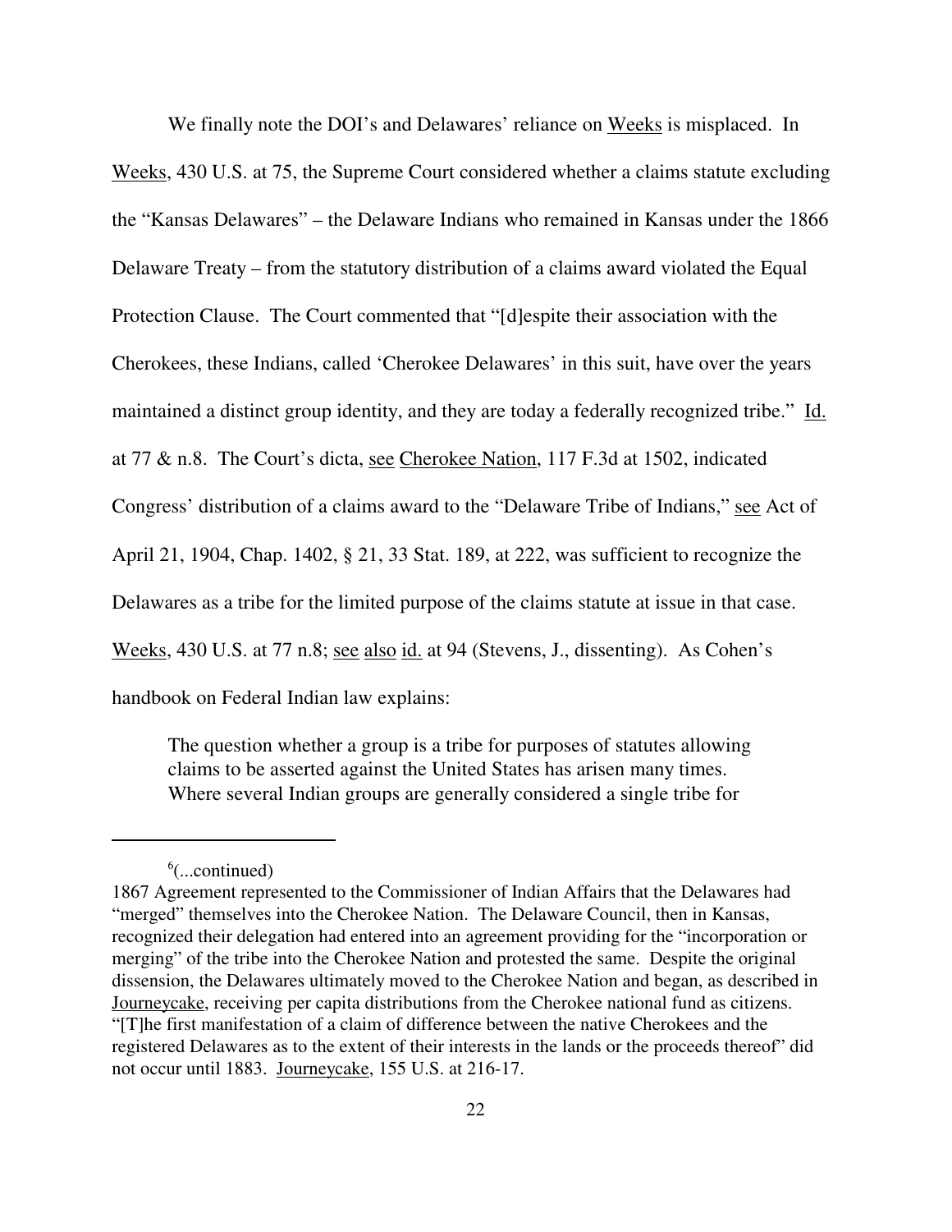We finally note the DOI's and Delawares' reliance on Weeks is misplaced. In Weeks, 430 U.S. at 75, the Supreme Court considered whether a claims statute excluding the "Kansas Delawares" – the Delaware Indians who remained in Kansas under the 1866 Delaware Treaty – from the statutory distribution of a claims award violated the Equal Protection Clause. The Court commented that "[d]espite their association with the Cherokees, these Indians, called 'Cherokee Delawares' in this suit, have over the years maintained a distinct group identity, and they are today a federally recognized tribe." Id. at 77 & n.8. The Court's dicta, see Cherokee Nation, 117 F.3d at 1502, indicated Congress' distribution of a claims award to the "Delaware Tribe of Indians," see Act of April 21, 1904, Chap. 1402, § 21, 33 Stat. 189, at 222, was sufficient to recognize the Delawares as a tribe for the limited purpose of the claims statute at issue in that case. Weeks, 430 U.S. at 77 n.8; see also id. at 94 (Stevens, J., dissenting). As Cohen's handbook on Federal Indian law explains:

> The question whether a group is a tribe for purposes of statutes allowing claims to be asserted against the United States has arisen many times. Where several Indian groups are generally considered a single tribe for

---

[6](...continued)
1867 Agreement represented to the Commissioner of Indian Affairs that the Delawares had "merged" themselves into the Cherokee Nation. The Delaware Council, then in Kansas, recognized their delegation had entered into an agreement providing for the "incorporation or merging" of the tribe into the Cherokee Nation and protested the same. Despite the original dissension, the Delawares ultimately moved to the Cherokee Nation and began, as described in Journeycake, receiving per capita distributions from the Cherokee national fund as citizens. "[T]he first manifestation of a claim of difference between the native Cherokees and the registered Delawares as to the extent of their interests in the lands or the proceeds thereof" did not occur until 1883. Journeycake, 155 U.S. at 216-17.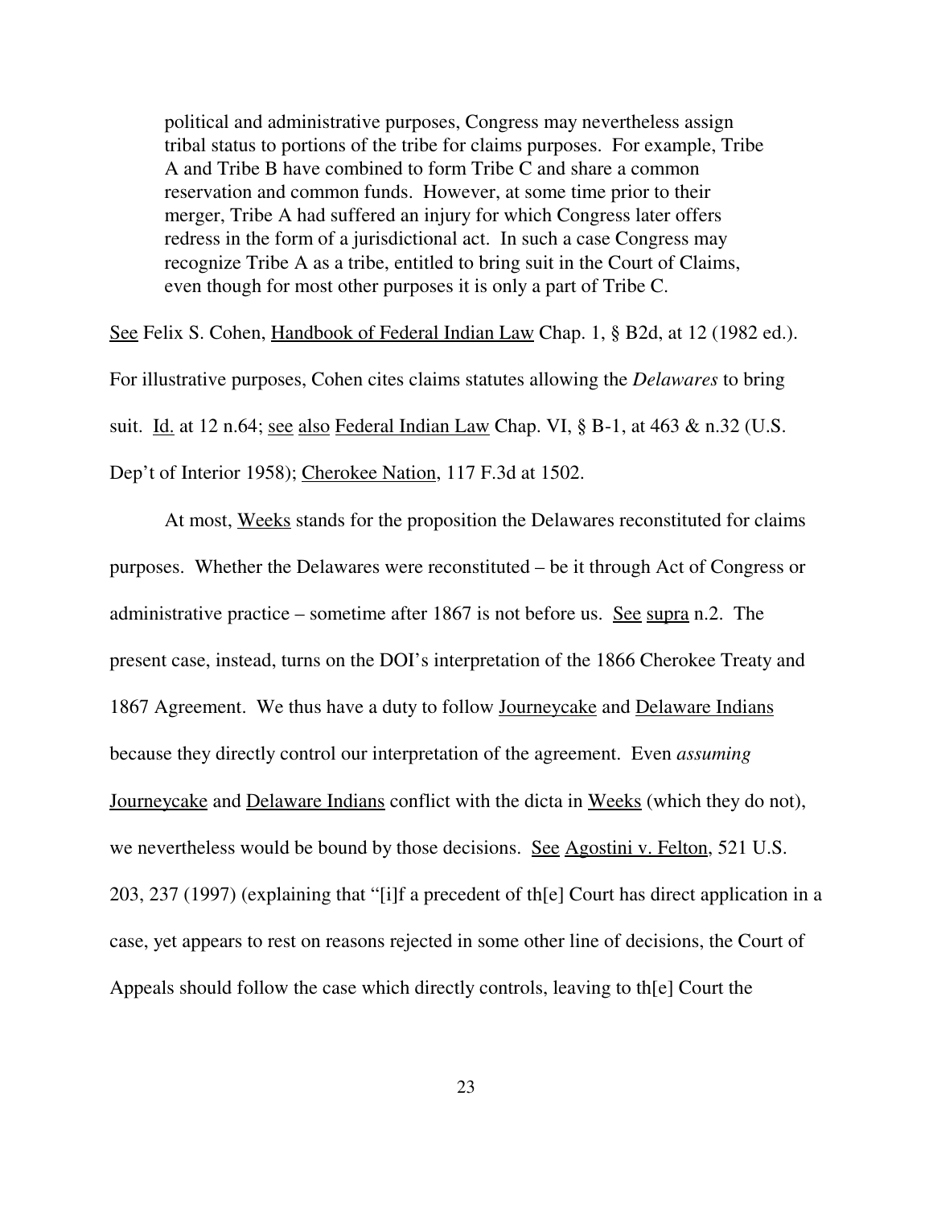> political and administrative purposes, Congress may nevertheless assign tribal status to portions of the tribe for claims purposes. For example, Tribe A and Tribe B have combined to form Tribe C and share a common reservation and common funds. However, at some time prior to their merger, Tribe A had suffered an injury for which Congress later offers redress in the form of a jurisdictional act. In such a case Congress may recognize Tribe A as a tribe, entitled to bring suit in the Court of Claims, even though for most other purposes it is only a part of Tribe C.

See Felix S. Cohen, Handbook of Federal Indian Law Chap. 1, § B2d, at 12 (1982 ed.). For illustrative purposes, Cohen cites claims statutes allowing the *Delawares* to bring suit. Id. at 12 n.64; see also Federal Indian Law Chap. VI, § B-1, at 463 & n.32 (U.S. Dep't of Interior 1958); Cherokee Nation, 117 F.3d at 1502.

At most, Weeks stands for the proposition the Delawares reconstituted for claims purposes. Whether the Delawares were reconstituted – be it through Act of Congress or administrative practice – sometime after 1867 is not before us. See supra n.2. The present case, instead, turns on the DOI's interpretation of the 1866 Cherokee Treaty and 1867 Agreement. We thus have a duty to follow Journeycake and Delaware Indians because they directly control our interpretation of the agreement. Even *assuming* Journeycake and Delaware Indians conflict with the dicta in Weeks (which they do not), we nevertheless would be bound by those decisions. See Agostini v. Felton, 521 U.S. 203, 237 (1997) (explaining that "[i]f a precedent of th[e] Court has direct application in a case, yet appears to rest on reasons rejected in some other line of decisions, the Court of Appeals should follow the case which directly controls, leaving to th[e] Court the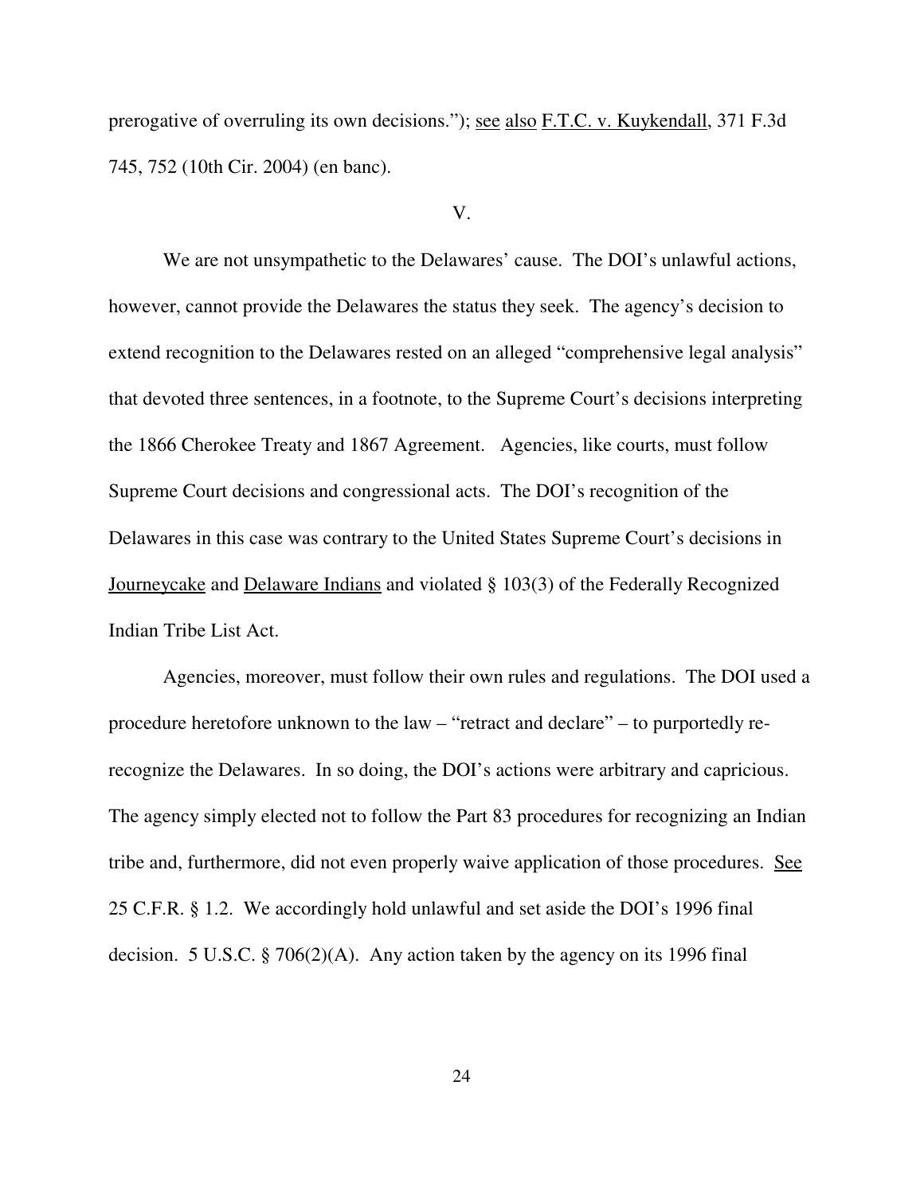prerogative of overruling its own decisions."); see also F.T.C. v. Kuykendall, 371 F.3d 745, 752 (10th Cir. 2004) (en banc).

V.

We are not unsympathetic to the Delawares' cause. The DOI's unlawful actions, however, cannot provide the Delawares the status they seek. The agency's decision to extend recognition to the Delawares rested on an alleged "comprehensive legal analysis" that devoted three sentences, in a footnote, to the Supreme Court's decisions interpreting the 1866 Cherokee Treaty and 1867 Agreement. Agencies, like courts, must follow Supreme Court decisions and congressional acts. The DOI's recognition of the Delawares in this case was contrary to the United States Supreme Court's decisions in Journeycake and Delaware Indians and violated § 103(3) of the Federally Recognized Indian Tribe List Act.

Agencies, moreover, must follow their own rules and regulations. The DOI used a procedure heretofore unknown to the law – "retract and declare" – to purportedly re-recognize the Delawares. In so doing, the DOI's actions were arbitrary and capricious. The agency simply elected not to follow the Part 83 procedures for recognizing an Indian tribe and, furthermore, did not even properly waive application of those procedures. See 25 C.F.R. § 1.2. We accordingly hold unlawful and set aside the DOI's 1996 final decision. 5 U.S.C. § 706(2)(A). Any action taken by the agency on its 1996 final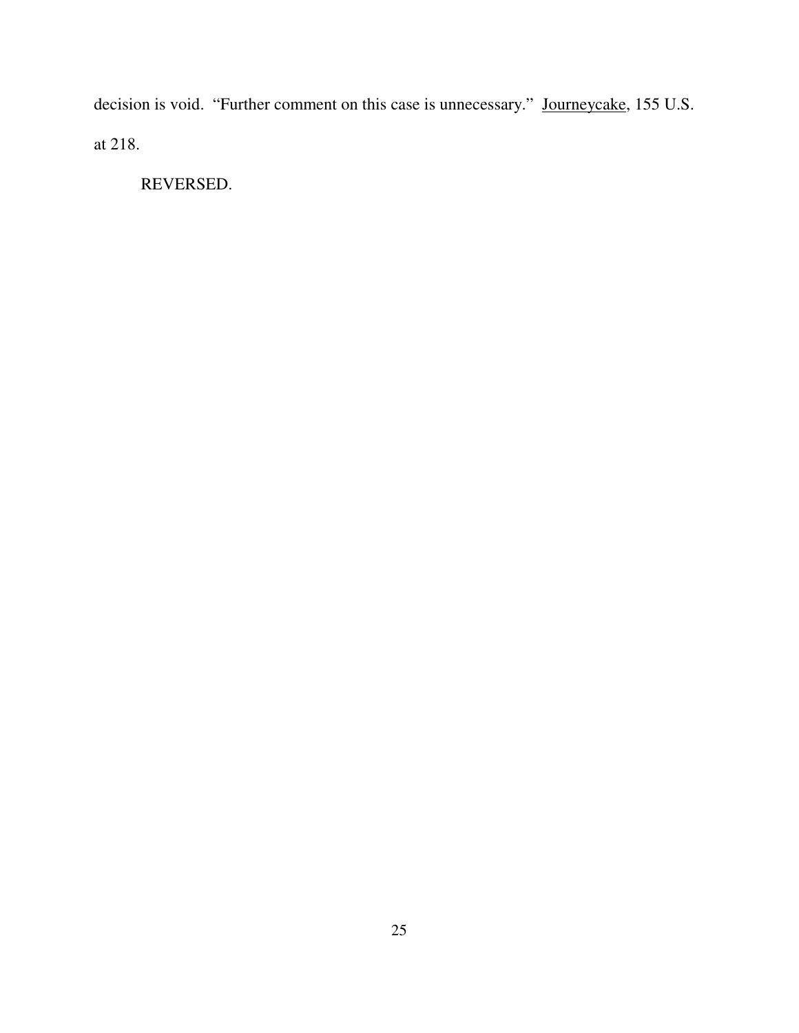decision is void. "Further comment on this case is unnecessary." Journeycake, 155 U.S. at 218.

REVERSED.